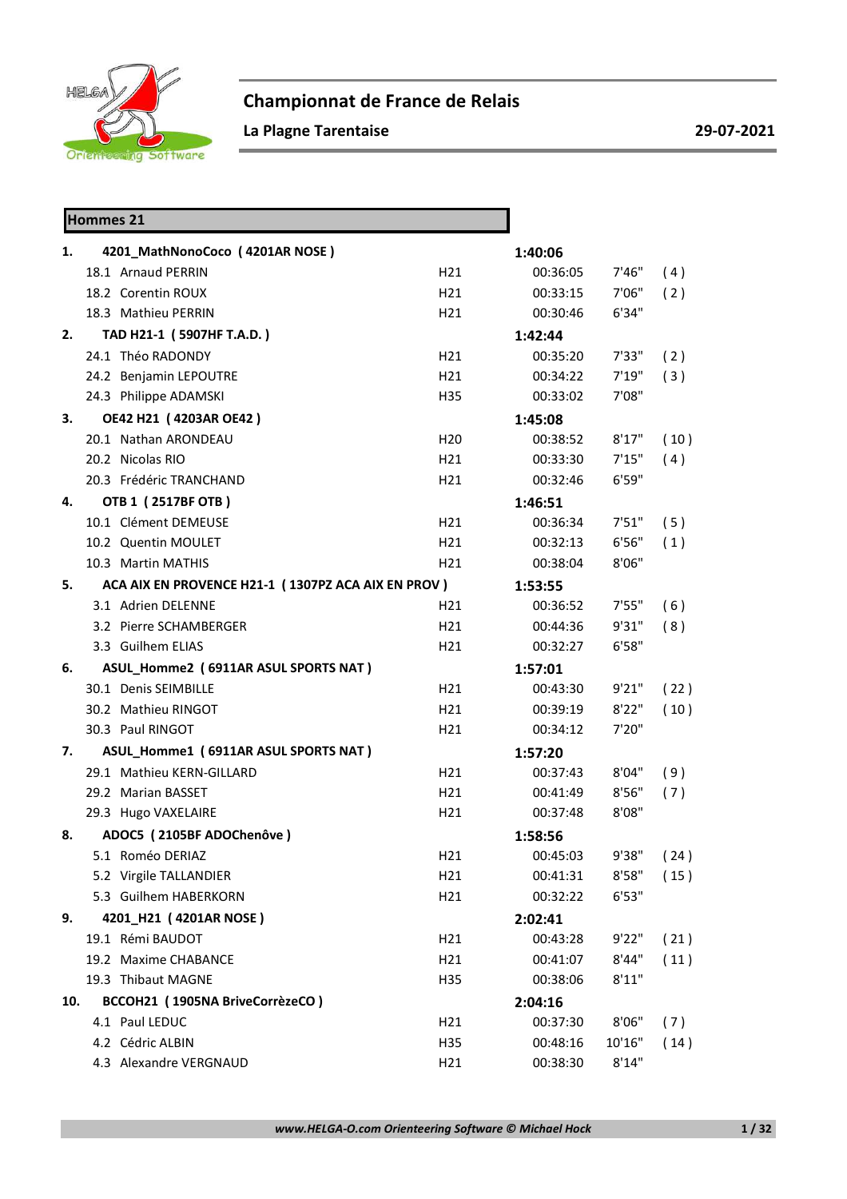# Championnat de France de Relais

**La Plagne Tarentaise** — **29-07-2021**

## Hommes 21

| | | | | | |
|---|---|---|---|---|---|
| **1.** | **4201_MathNonoCoco ( 4201AR NOSE )** | | **1:40:06** | | |
| | 18.1 Arnaud PERRIN | H21 | 00:36:05 | 7'46" | ( 4 ) |
| | 18.2 Corentin ROUX | H21 | 00:33:15 | 7'06" | ( 2 ) |
| | 18.3 Mathieu PERRIN | H21 | 00:30:46 | 6'34" | |
| **2.** | **TAD H21-1 ( 5907HF T.A.D. )** | | **1:42:44** | | |
| | 24.1 Théo RADONDY | H21 | 00:35:20 | 7'33" | ( 2 ) |
| | 24.2 Benjamin LEPOUTRE | H21 | 00:34:22 | 7'19" | ( 3 ) |
| | 24.3 Philippe ADAMSKI | H35 | 00:33:02 | 7'08" | |
| **3.** | **OE42 H21 ( 4203AR OE42 )** | | **1:45:08** | | |
| | 20.1 Nathan ARONDEAU | H20 | 00:38:52 | 8'17" | ( 10 ) |
| | 20.2 Nicolas RIO | H21 | 00:33:30 | 7'15" | ( 4 ) |
| | 20.3 Frédéric TRANCHAND | H21 | 00:32:46 | 6'59" | |
| **4.** | **OTB 1 ( 2517BF OTB )** | | **1:46:51** | | |
| | 10.1 Clément DEMEUSE | H21 | 00:36:34 | 7'51" | ( 5 ) |
| | 10.2 Quentin MOULET | H21 | 00:32:13 | 6'56" | ( 1 ) |
| | 10.3 Martin MATHIS | H21 | 00:38:04 | 8'06" | |
| **5.** | **ACA AIX EN PROVENCE H21-1 ( 1307PZ ACA AIX EN PROV )** | | **1:53:55** | | |
| | 3.1 Adrien DELENNE | H21 | 00:36:52 | 7'55" | ( 6 ) |
| | 3.2 Pierre SCHAMBERGER | H21 | 00:44:36 | 9'31" | ( 8 ) |
| | 3.3 Guilhem ELIAS | H21 | 00:32:27 | 6'58" | |
| **6.** | **ASUL_Homme2 ( 6911AR ASUL SPORTS NAT )** | | **1:57:01** | | |
| | 30.1 Denis SEIMBILLE | H21 | 00:43:30 | 9'21" | ( 22 ) |
| | 30.2 Mathieu RINGOT | H21 | 00:39:19 | 8'22" | ( 10 ) |
| | 30.3 Paul RINGOT | H21 | 00:34:12 | 7'20" | |
| **7.** | **ASUL_Homme1 ( 6911AR ASUL SPORTS NAT )** | | **1:57:20** | | |
| | 29.1 Mathieu KERN-GILLARD | H21 | 00:37:43 | 8'04" | ( 9 ) |
| | 29.2 Marian BASSET | H21 | 00:41:49 | 8'56" | ( 7 ) |
| | 29.3 Hugo VAXELAIRE | H21 | 00:37:48 | 8'08" | |
| **8.** | **ADOC5 ( 2105BF ADOChenôve )** | | **1:58:56** | | |
| | 5.1 Roméo DERIAZ | H21 | 00:45:03 | 9'38" | ( 24 ) |
| | 5.2 Virgile TALLANDIER | H21 | 00:41:31 | 8'58" | ( 15 ) |
| | 5.3 Guilhem HABERKORN | H21 | 00:32:22 | 6'53" | |
| **9.** | **4201_H21 ( 4201AR NOSE )** | | **2:02:41** | | |
| | 19.1 Rémi BAUDOT | H21 | 00:43:28 | 9'22" | ( 21 ) |
| | 19.2 Maxime CHABANCE | H21 | 00:41:07 | 8'44" | ( 11 ) |
| | 19.3 Thibaut MAGNE | H35 | 00:38:06 | 8'11" | |
| **10.** | **BCCOH21 ( 1905NA BriveCorrèzeCO )** | | **2:04:16** | | |
| | 4.1 Paul LEDUC | H21 | 00:37:30 | 8'06" | ( 7 ) |
| | 4.2 Cédric ALBIN | H35 | 00:48:16 | 10'16" | ( 14 ) |
| | 4.3 Alexandre VERGNAUD | H21 | 00:38:30 | 8'14" | |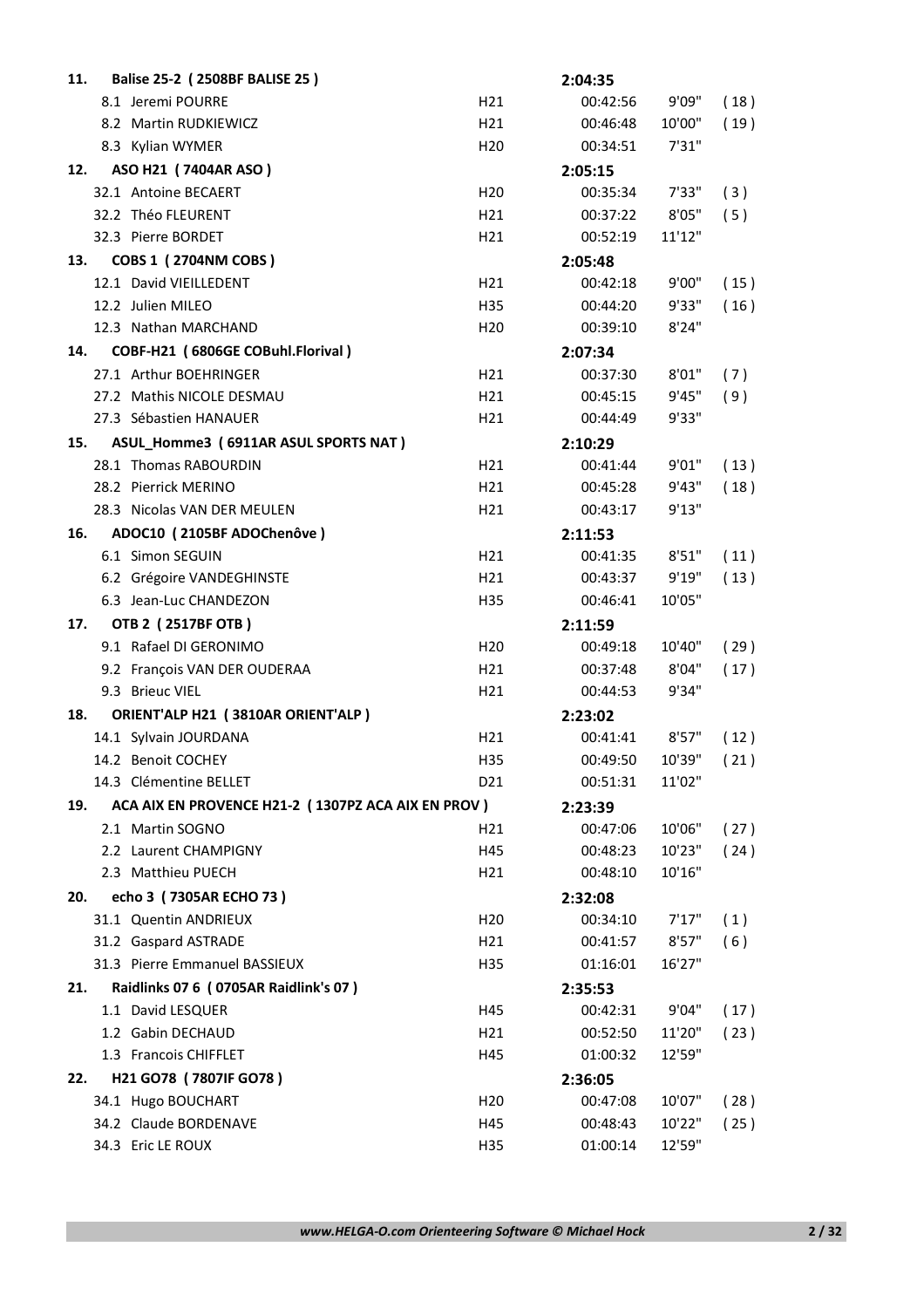| Rank | Team / Runner | Class | Time | Pace | Pos |
|---|---|---|---|---|---|
| **11.** | **Balise 25-2 ( 2508BF BALISE 25 )** | | **2:04:35** | | |
| | 8.1 Jeremi POURRE | H21 | 00:42:56 | 9'09" | ( 18 ) |
| | 8.2 Martin RUDKIEWICZ | H21 | 00:46:48 | 10'00" | ( 19 ) |
| | 8.3 Kylian WYMER | H20 | 00:34:51 | 7'31" | |
| **12.** | **ASO H21 ( 7404AR ASO )** | | **2:05:15** | | |
| | 32.1 Antoine BECAERT | H20 | 00:35:34 | 7'33" | ( 3 ) |
| | 32.2 Théo FLEURENT | H21 | 00:37:22 | 8'05" | ( 5 ) |
| | 32.3 Pierre BORDET | H21 | 00:52:19 | 11'12" | |
| **13.** | **COBS 1 ( 2704NM COBS )** | | **2:05:48** | | |
| | 12.1 David VIEILLEDENT | H21 | 00:42:18 | 9'00" | ( 15 ) |
| | 12.2 Julien MILEO | H35 | 00:44:20 | 9'33" | ( 16 ) |
| | 12.3 Nathan MARCHAND | H20 | 00:39:10 | 8'24" | |
| **14.** | **COBF-H21 ( 6806GE COBuhl.Florival )** | | **2:07:34** | | |
| | 27.1 Arthur BOEHRINGER | H21 | 00:37:30 | 8'01" | ( 7 ) |
| | 27.2 Mathis NICOLE DESMAU | H21 | 00:45:15 | 9'45" | ( 9 ) |
| | 27.3 Sébastien HANAUER | H21 | 00:44:49 | 9'33" | |
| **15.** | **ASUL_Homme3 ( 6911AR ASUL SPORTS NAT )** | | **2:10:29** | | |
| | 28.1 Thomas RABOURDIN | H21 | 00:41:44 | 9'01" | ( 13 ) |
| | 28.2 Pierrick MERINO | H21 | 00:45:28 | 9'43" | ( 18 ) |
| | 28.3 Nicolas VAN DER MEULEN | H21 | 00:43:17 | 9'13" | |
| **16.** | **ADOC10 ( 2105BF ADOChenôve )** | | **2:11:53** | | |
| | 6.1 Simon SEGUIN | H21 | 00:41:35 | 8'51" | ( 11 ) |
| | 6.2 Grégoire VANDEGHINSTE | H21 | 00:43:37 | 9'19" | ( 13 ) |
| | 6.3 Jean-Luc CHANDEZON | H35 | 00:46:41 | 10'05" | |
| **17.** | **OTB 2 ( 2517BF OTB )** | | **2:11:59** | | |
| | 9.1 Rafael DI GERONIMO | H20 | 00:49:18 | 10'40" | ( 29 ) |
| | 9.2 François VAN DER OUDERAA | H21 | 00:37:48 | 8'04" | ( 17 ) |
| | 9.3 Brieuc VIEL | H21 | 00:44:53 | 9'34" | |
| **18.** | **ORIENT'ALP H21 ( 3810AR ORIENT'ALP )** | | **2:23:02** | | |
| | 14.1 Sylvain JOURDANA | H21 | 00:41:41 | 8'57" | ( 12 ) |
| | 14.2 Benoit COCHEY | H35 | 00:49:50 | 10'39" | ( 21 ) |
| | 14.3 Clémentine BELLET | D21 | 00:51:31 | 11'02" | |
| **19.** | **ACA AIX EN PROVENCE H21-2 ( 1307PZ ACA AIX EN PROV )** | | **2:23:39** | | |
| | 2.1 Martin SOGNO | H21 | 00:47:06 | 10'06" | ( 27 ) |
| | 2.2 Laurent CHAMPIGNY | H45 | 00:48:23 | 10'23" | ( 24 ) |
| | 2.3 Matthieu PUECH | H21 | 00:48:10 | 10'16" | |
| **20.** | **echo 3 ( 7305AR ECHO 73 )** | | **2:32:08** | | |
| | 31.1 Quentin ANDRIEUX | H20 | 00:34:10 | 7'17" | ( 1 ) |
| | 31.2 Gaspard ASTRADE | H21 | 00:41:57 | 8'57" | ( 6 ) |
| | 31.3 Pierre Emmanuel BASSIEUX | H35 | 01:16:01 | 16'27" | |
| **21.** | **Raidlinks 07 6 ( 0705AR Raidlink's 07 )** | | **2:35:53** | | |
| | 1.1 David LESQUER | H45 | 00:42:31 | 9'04" | ( 17 ) |
| | 1.2 Gabin DECHAUD | H21 | 00:52:50 | 11'20" | ( 23 ) |
| | 1.3 Francois CHIFFLET | H45 | 01:00:32 | 12'59" | |
| **22.** | **H21 GO78 ( 7807IF GO78 )** | | **2:36:05** | | |
| | 34.1 Hugo BOUCHART | H20 | 00:47:08 | 10'07" | ( 28 ) |
| | 34.2 Claude BORDENAVE | H45 | 00:48:43 | 10'22" | ( 25 ) |
| | 34.3 Eric LE ROUX | H35 | 01:00:14 | 12'59" | |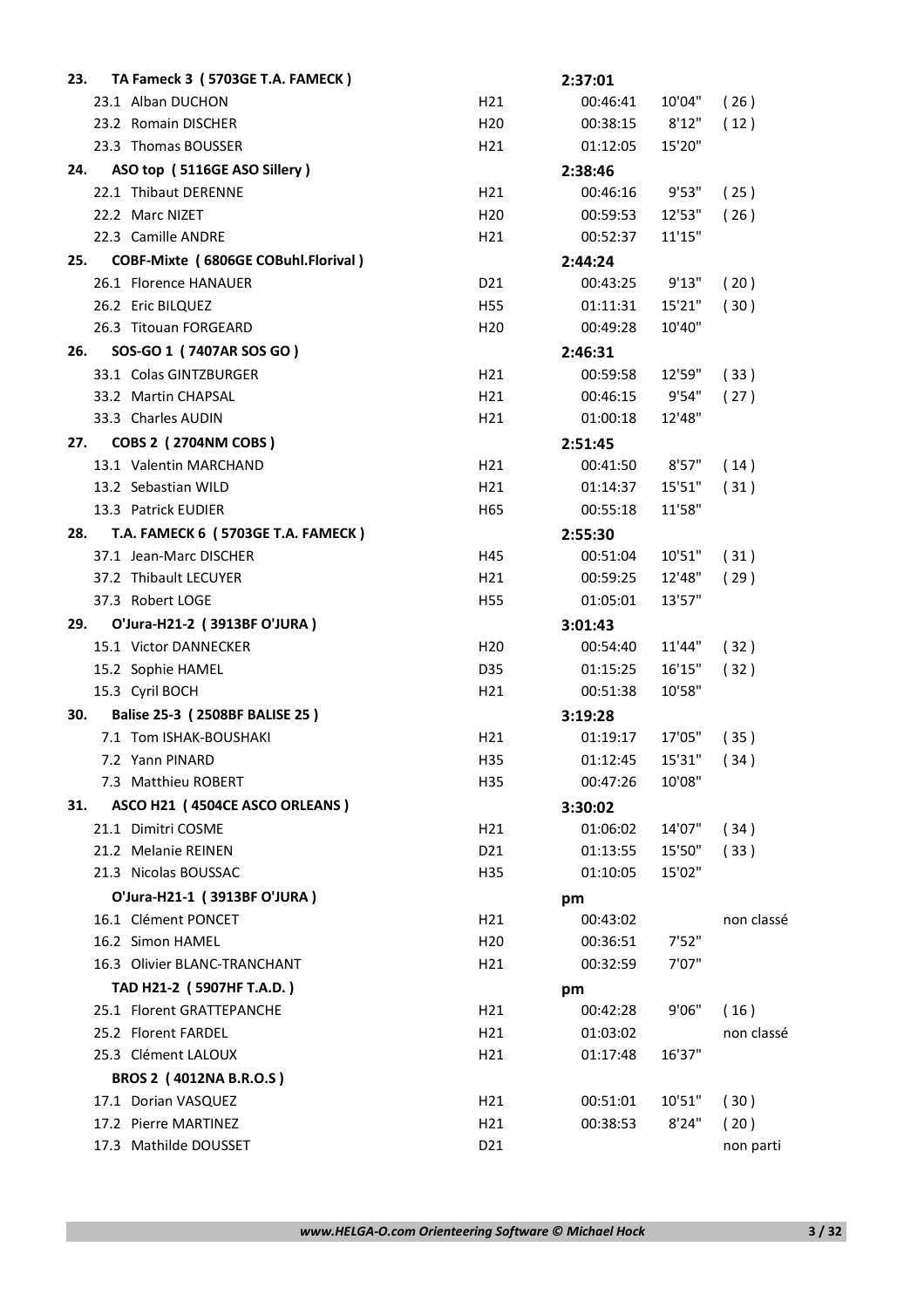| | | | | | |
|---|---|---|---|---|---|
| **23.** | **TA Fameck 3 ( 5703GE T.A. FAMECK )** | | **2:37:01** | | |
| | 23.1 Alban DUCHON | H21 | 00:46:41 | 10'04" | ( 26 ) |
| | 23.2 Romain DISCHER | H20 | 00:38:15 | 8'12" | ( 12 ) |
| | 23.3 Thomas BOUSSER | H21 | 01:12:05 | 15'20" | |
| **24.** | **ASO top ( 5116GE ASO Sillery )** | | **2:38:46** | | |
| | 22.1 Thibaut DERENNE | H21 | 00:46:16 | 9'53" | ( 25 ) |
| | 22.2 Marc NIZET | H20 | 00:59:53 | 12'53" | ( 26 ) |
| | 22.3 Camille ANDRE | H21 | 00:52:37 | 11'15" | |
| **25.** | **COBF-Mixte ( 6806GE COBuhl.Florival )** | | **2:44:24** | | |
| | 26.1 Florence HANAUER | D21 | 00:43:25 | 9'13" | ( 20 ) |
| | 26.2 Eric BILQUEZ | H55 | 01:11:31 | 15'21" | ( 30 ) |
| | 26.3 Titouan FORGEARD | H20 | 00:49:28 | 10'40" | |
| **26.** | **SOS-GO 1 ( 7407AR SOS GO )** | | **2:46:31** | | |
| | 33.1 Colas GINTZBURGER | H21 | 00:59:58 | 12'59" | ( 33 ) |
| | 33.2 Martin CHAPSAL | H21 | 00:46:15 | 9'54" | ( 27 ) |
| | 33.3 Charles AUDIN | H21 | 01:00:18 | 12'48" | |
| **27.** | **COBS 2 ( 2704NM COBS )** | | **2:51:45** | | |
| | 13.1 Valentin MARCHAND | H21 | 00:41:50 | 8'57" | ( 14 ) |
| | 13.2 Sebastian WILD | H21 | 01:14:37 | 15'51" | ( 31 ) |
| | 13.3 Patrick EUDIER | H65 | 00:55:18 | 11'58" | |
| **28.** | **T.A. FAMECK 6 ( 5703GE T.A. FAMECK )** | | **2:55:30** | | |
| | 37.1 Jean-Marc DISCHER | H45 | 00:51:04 | 10'51" | ( 31 ) |
| | 37.2 Thibault LECUYER | H21 | 00:59:25 | 12'48" | ( 29 ) |
| | 37.3 Robert LOGE | H55 | 01:05:01 | 13'57" | |
| **29.** | **O'Jura-H21-2 ( 3913BF O'JURA )** | | **3:01:43** | | |
| | 15.1 Victor DANNECKER | H20 | 00:54:40 | 11'44" | ( 32 ) |
| | 15.2 Sophie HAMEL | D35 | 01:15:25 | 16'15" | ( 32 ) |
| | 15.3 Cyril BOCH | H21 | 00:51:38 | 10'58" | |
| **30.** | **Balise 25-3 ( 2508BF BALISE 25 )** | | **3:19:28** | | |
| | 7.1 Tom ISHAK-BOUSHAKI | H21 | 01:19:17 | 17'05" | ( 35 ) |
| | 7.2 Yann PINARD | H35 | 01:12:45 | 15'31" | ( 34 ) |
| | 7.3 Matthieu ROBERT | H35 | 00:47:26 | 10'08" | |
| **31.** | **ASCO H21 ( 4504CE ASCO ORLEANS )** | | **3:30:02** | | |
| | 21.1 Dimitri COSME | H21 | 01:06:02 | 14'07" | ( 34 ) |
| | 21.2 Melanie REINEN | D21 | 01:13:55 | 15'50" | ( 33 ) |
| | 21.3 Nicolas BOUSSAC | H35 | 01:10:05 | 15'02" | |
| | **O'Jura-H21-1 ( 3913BF O'JURA )** | | **pm** | | |
| | 16.1 Clément PONCET | H21 | 00:43:02 | | non classé |
| | 16.2 Simon HAMEL | H20 | 00:36:51 | 7'52" | |
| | 16.3 Olivier BLANC-TRANCHANT | H21 | 00:32:59 | 7'07" | |
| | **TAD H21-2 ( 5907HF T.A.D. )** | | **pm** | | |
| | 25.1 Florent GRATTEPANCHE | H21 | 00:42:28 | 9'06" | ( 16 ) |
| | 25.2 Florent FARDEL | H21 | 01:03:02 | | non classé |
| | 25.3 Clément LALOUX | H21 | 01:17:48 | 16'37" | |
| | **BROS 2 ( 4012NA B.R.O.S )** | | | | |
| | 17.1 Dorian VASQUEZ | H21 | 00:51:01 | 10'51" | ( 30 ) |
| | 17.2 Pierre MARTINEZ | H21 | 00:38:53 | 8'24" | ( 20 ) |
| | 17.3 Mathilde DOUSSET | D21 | | | non parti |

*www.HELGA-O.com Orienteering Software © Michael Hock*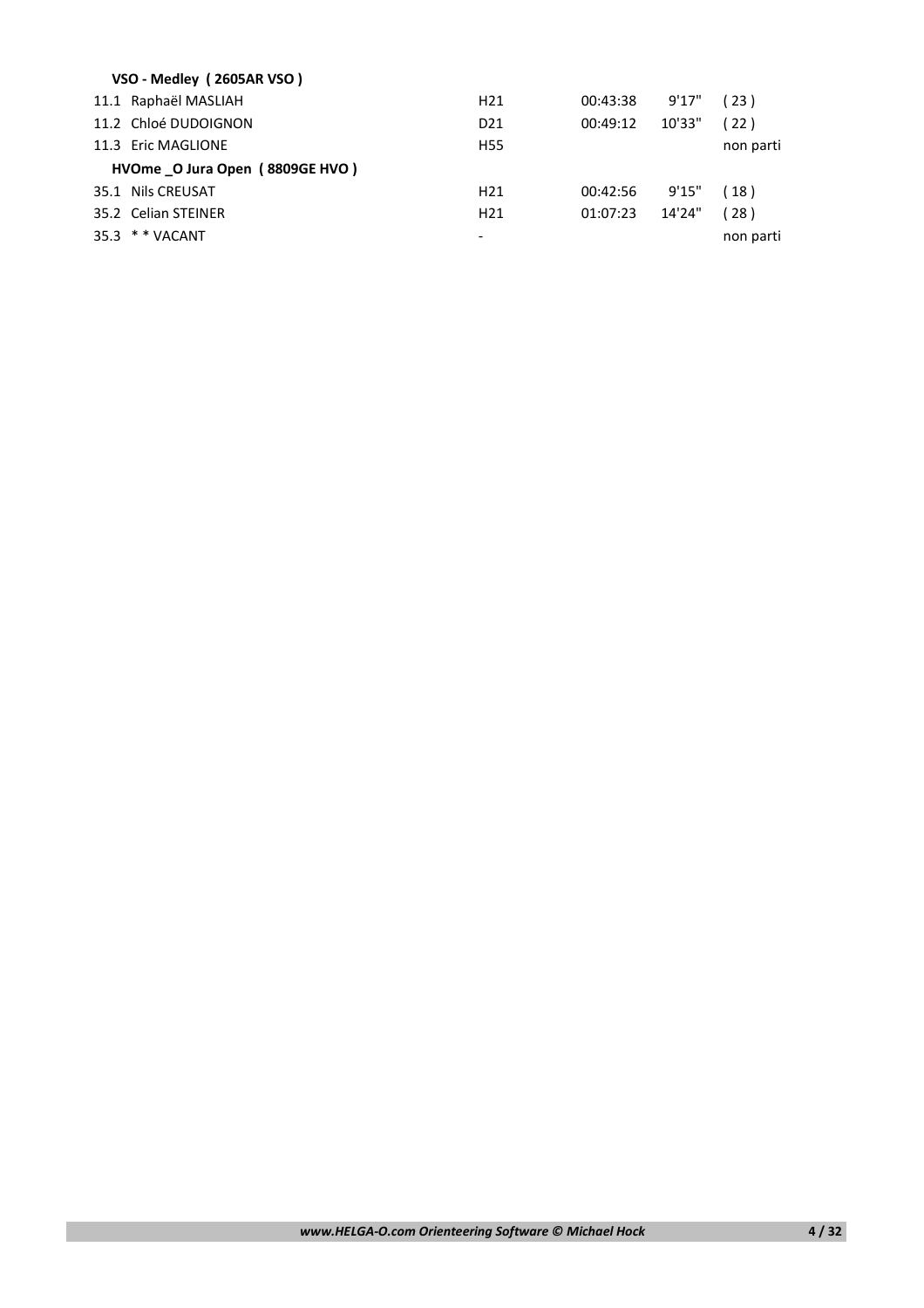| | | | | | |
|---|---|---|---|---|---|
| **VSO - Medley ( 2605AR VSO )** | | | | | |
| 11.1 | Raphaël MASLIAH | H21 | 00:43:38 | 9'17" | ( 23 ) |
| 11.2 | Chloé DUDOIGNON | D21 | 00:49:12 | 10'33" | ( 22 ) |
| 11.3 | Eric MAGLIONE | H55 | | | non parti |
| **HVOme _O Jura Open ( 8809GE HVO )** | | | | | |
| 35.1 | Nils CREUSAT | H21 | 00:42:56 | 9'15" | ( 18 ) |
| 35.2 | Celian STEINER | H21 | 01:07:23 | 14'24" | ( 28 ) |
| 35.3 | * * VACANT | - | | | non parti |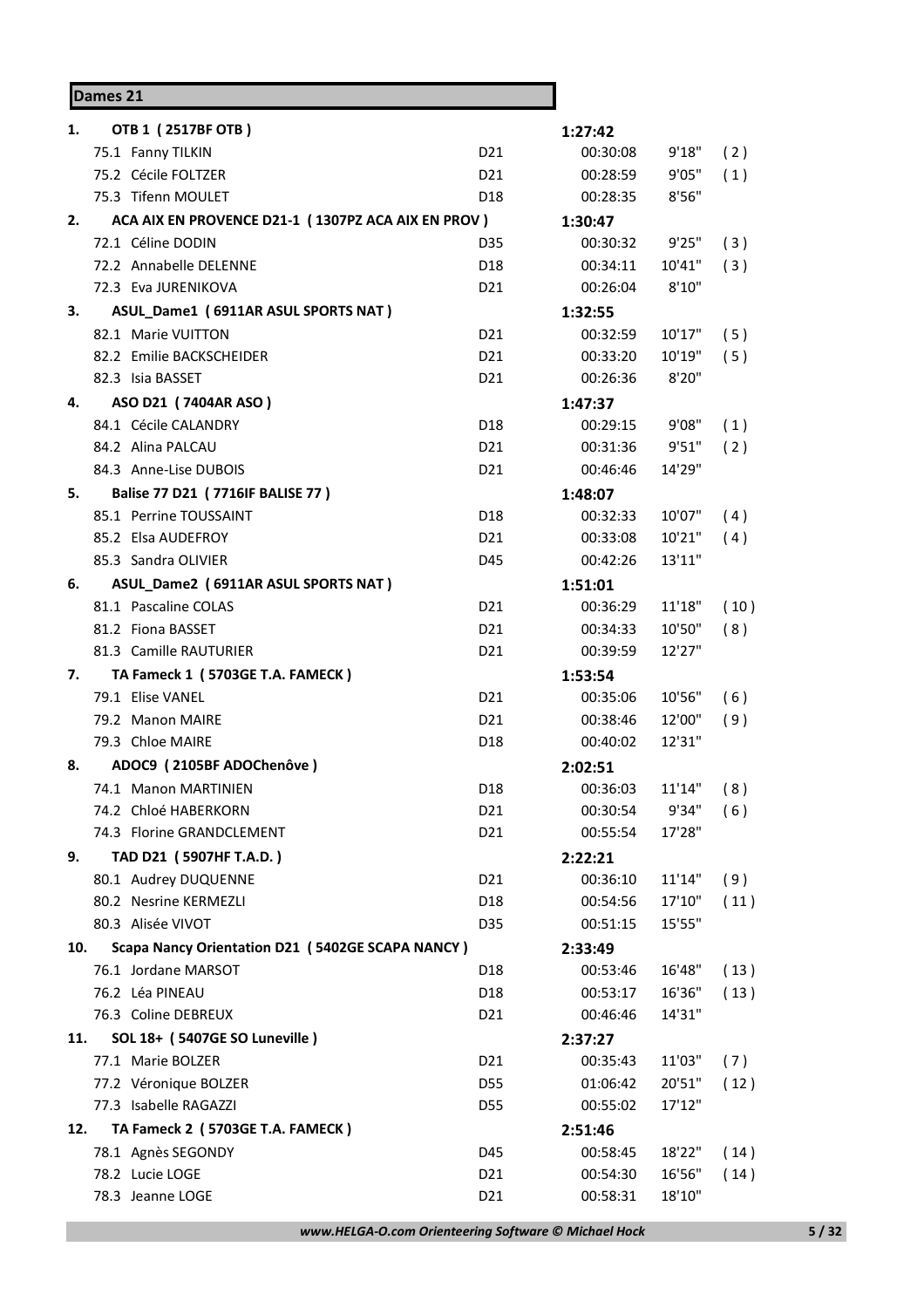## Dames 21

| | | | | | |
|---|---|---|---|---|---|
| **1.** | **OTB 1 ( 2517BF OTB )** | | **1:27:42** | | |
| | 75.1 Fanny TILKIN | D21 | 00:30:08 | 9'18" | ( 2 ) |
| | 75.2 Cécile FOLTZER | D21 | 00:28:59 | 9'05" | ( 1 ) |
| | 75.3 Tifenn MOULET | D18 | 00:28:35 | 8'56" | |
| **2.** | **ACA AIX EN PROVENCE D21-1 ( 1307PZ ACA AIX EN PROV )** | | **1:30:47** | | |
| | 72.1 Céline DODIN | D35 | 00:30:32 | 9'25" | ( 3 ) |
| | 72.2 Annabelle DELENNE | D18 | 00:34:11 | 10'41" | ( 3 ) |
| | 72.3 Eva JURENIKOVA | D21 | 00:26:04 | 8'10" | |
| **3.** | **ASUL_Dame1 ( 6911AR ASUL SPORTS NAT )** | | **1:32:55** | | |
| | 82.1 Marie VUITTON | D21 | 00:32:59 | 10'17" | ( 5 ) |
| | 82.2 Emilie BACKSCHEIDER | D21 | 00:33:20 | 10'19" | ( 5 ) |
| | 82.3 Isia BASSET | D21 | 00:26:36 | 8'20" | |
| **4.** | **ASO D21 ( 7404AR ASO )** | | **1:47:37** | | |
| | 84.1 Cécile CALANDRY | D18 | 00:29:15 | 9'08" | ( 1 ) |
| | 84.2 Alina PALCAU | D21 | 00:31:36 | 9'51" | ( 2 ) |
| | 84.3 Anne-Lise DUBOIS | D21 | 00:46:46 | 14'29" | |
| **5.** | **Balise 77 D21 ( 7716IF BALISE 77 )** | | **1:48:07** | | |
| | 85.1 Perrine TOUSSAINT | D18 | 00:32:33 | 10'07" | ( 4 ) |
| | 85.2 Elsa AUDEFROY | D21 | 00:33:08 | 10'21" | ( 4 ) |
| | 85.3 Sandra OLIVIER | D45 | 00:42:26 | 13'11" | |
| **6.** | **ASUL_Dame2 ( 6911AR ASUL SPORTS NAT )** | | **1:51:01** | | |
| | 81.1 Pascaline COLAS | D21 | 00:36:29 | 11'18" | ( 10 ) |
| | 81.2 Fiona BASSET | D21 | 00:34:33 | 10'50" | ( 8 ) |
| | 81.3 Camille RAUTURIER | D21 | 00:39:59 | 12'27" | |
| **7.** | **TA Fameck 1 ( 5703GE T.A. FAMECK )** | | **1:53:54** | | |
| | 79.1 Elise VANEL | D21 | 00:35:06 | 10'56" | ( 6 ) |
| | 79.2 Manon MAIRE | D21 | 00:38:46 | 12'00" | ( 9 ) |
| | 79.3 Chloe MAIRE | D18 | 00:40:02 | 12'31" | |
| **8.** | **ADOC9 ( 2105BF ADOChenôve )** | | **2:02:51** | | |
| | 74.1 Manon MARTINIEN | D18 | 00:36:03 | 11'14" | ( 8 ) |
| | 74.2 Chloé HABERKORN | D21 | 00:30:54 | 9'34" | ( 6 ) |
| | 74.3 Florine GRANDCLEMENT | D21 | 00:55:54 | 17'28" | |
| **9.** | **TAD D21 ( 5907HF T.A.D. )** | | **2:22:21** | | |
| | 80.1 Audrey DUQUENNE | D21 | 00:36:10 | 11'14" | ( 9 ) |
| | 80.2 Nesrine KERMEZLI | D18 | 00:54:56 | 17'10" | ( 11 ) |
| | 80.3 Alisée VIVOT | D35 | 00:51:15 | 15'55" | |
| **10.** | **Scapa Nancy Orientation D21 ( 5402GE SCAPA NANCY )** | | **2:33:49** | | |
| | 76.1 Jordane MARSOT | D18 | 00:53:46 | 16'48" | ( 13 ) |
| | 76.2 Léa PINEAU | D18 | 00:53:17 | 16'36" | ( 13 ) |
| | 76.3 Coline DEBREUX | D21 | 00:46:46 | 14'31" | |
| **11.** | **SOL 18+ ( 5407GE SO Luneville )** | | **2:37:27** | | |
| | 77.1 Marie BOLZER | D21 | 00:35:43 | 11'03" | ( 7 ) |
| | 77.2 Véronique BOLZER | D55 | 01:06:42 | 20'51" | ( 12 ) |
| | 77.3 Isabelle RAGAZZI | D55 | 00:55:02 | 17'12" | |
| **12.** | **TA Fameck 2 ( 5703GE T.A. FAMECK )** | | **2:51:46** | | |
| | 78.1 Agnès SEGONDY | D45 | 00:58:45 | 18'22" | ( 14 ) |
| | 78.2 Lucie LOGE | D21 | 00:54:30 | 16'56" | ( 14 ) |
| | 78.3 Jeanne LOGE | D21 | 00:58:31 | 18'10" | |

*www.HELGA-O.com Orienteering Software © Michael Hock*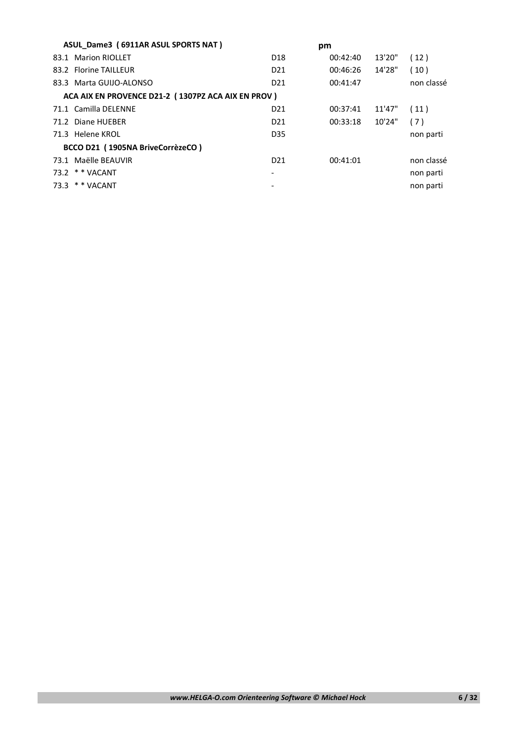| | | | | | |
|---|---|---|---|---|---|
| **ASUL_Dame3 ( 6911AR ASUL SPORTS NAT )** | | **pm** | | | |
| 83.1 Marion RIOLLET | D18 | | 00:42:40 | 13'20" | ( 12 ) |
| 83.2 Florine TAILLEUR | D21 | | 00:46:26 | 14'28" | ( 10 ) |
| 83.3 Marta GUIJO-ALONSO | D21 | | 00:41:47 | | non classé |
| **ACA AIX EN PROVENCE D21-2 ( 1307PZ ACA AIX EN PROV )** | | | | | |
| 71.1 Camilla DELENNE | D21 | | 00:37:41 | 11'47" | ( 11 ) |
| 71.2 Diane HUEBER | D21 | | 00:33:18 | 10'24" | ( 7 ) |
| 71.3 Helene KROL | D35 | | | | non parti |
| **BCCO D21 ( 1905NA BriveCorrèzeCO )** | | | | | |
| 73.1 Maëlle BEAUVIR | D21 | | 00:41:01 | | non classé |
| 73.2 * * VACANT | - | | | | non parti |
| 73.3 * * VACANT | - | | | | non parti |

*www.HELGA-O.com Orienteering Software © Michael Hock*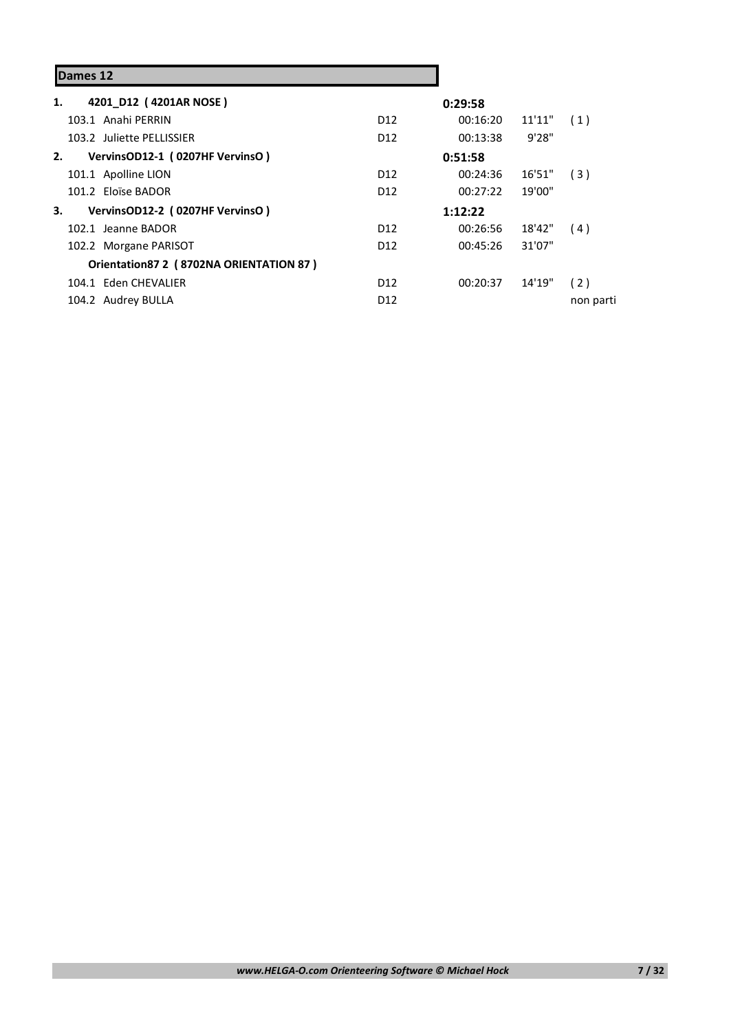## Dames 12

| | | | | | |
|---|---|---|---|---|---|
| **1.** | **4201_D12 ( 4201AR NOSE )** | | **0:29:58** | | |
| | 103.1 Anahi PERRIN | D12 | 00:16:20 | 11'11" | ( 1 ) |
| | 103.2 Juliette PELLISSIER | D12 | 00:13:38 | 9'28" | |
| **2.** | **VervinsOD12-1 ( 0207HF VervinsO )** | | **0:51:58** | | |
| | 101.1 Apolline LION | D12 | 00:24:36 | 16'51" | ( 3 ) |
| | 101.2 Eloïse BADOR | D12 | 00:27:22 | 19'00" | |
| **3.** | **VervinsOD12-2 ( 0207HF VervinsO )** | | **1:12:22** | | |
| | 102.1 Jeanne BADOR | D12 | 00:26:56 | 18'42" | ( 4 ) |
| | 102.2 Morgane PARISOT | D12 | 00:45:26 | 31'07" | |
| | **Orientation87 2 ( 8702NA ORIENTATION 87 )** | | | | |
| | 104.1 Eden CHEVALIER | D12 | 00:20:37 | 14'19" | ( 2 ) |
| | 104.2 Audrey BULLA | D12 | | | non parti |

*www.HELGA-O.com Orienteering Software © Michael Hock*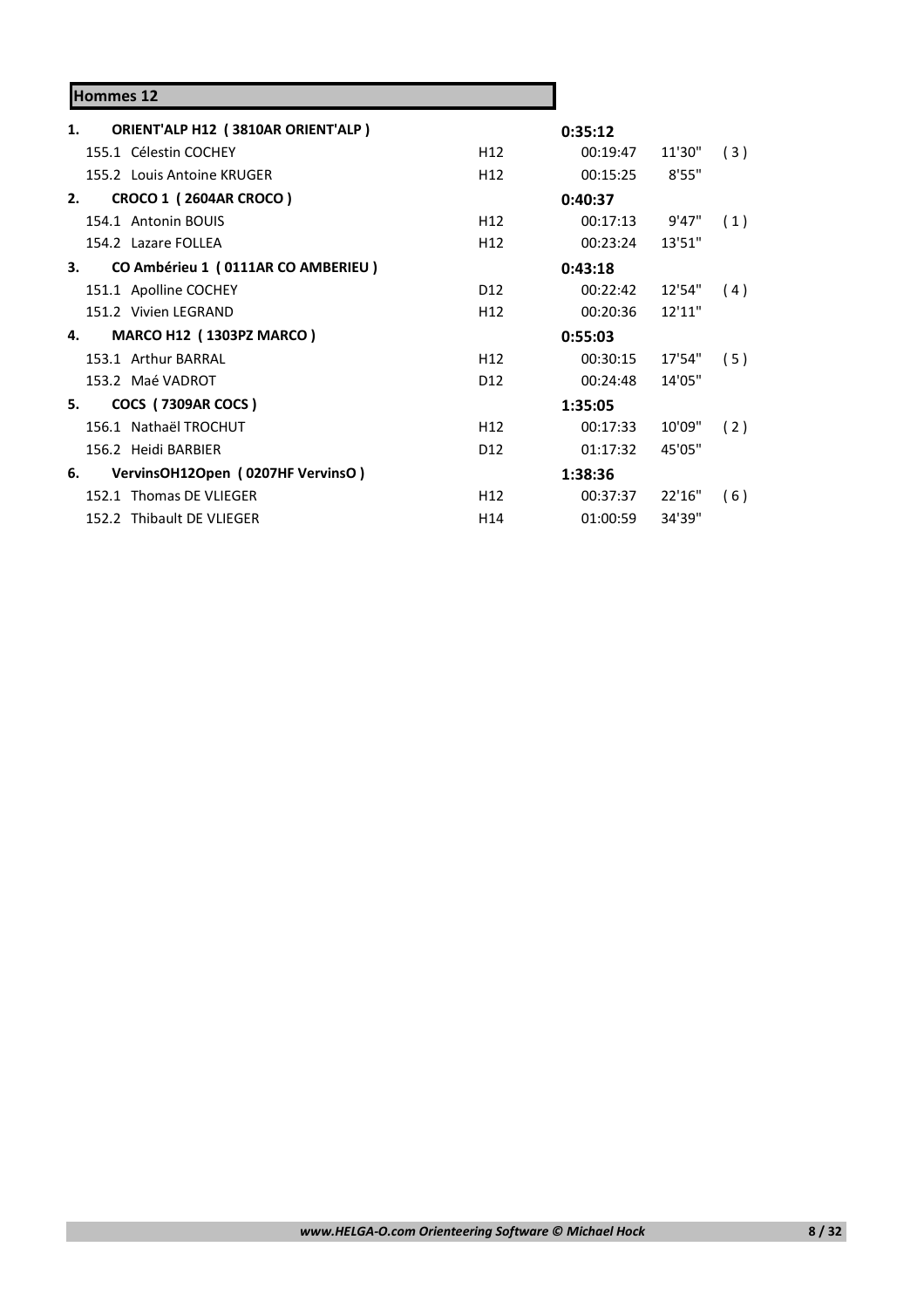## Hommes 12

| | | | | | |
|---|---|---|---|---|---|
| **1.** | **ORIENT'ALP H12 ( 3810AR ORIENT'ALP )** | | **0:35:12** | | |
| | 155.1 Célestin COCHEY | H12 | 00:19:47 | 11'30" | ( 3 ) |
| | 155.2 Louis Antoine KRUGER | H12 | 00:15:25 | 8'55" | |
| **2.** | **CROCO 1 ( 2604AR CROCO )** | | **0:40:37** | | |
| | 154.1 Antonin BOUIS | H12 | 00:17:13 | 9'47" | ( 1 ) |
| | 154.2 Lazare FOLLEA | H12 | 00:23:24 | 13'51" | |
| **3.** | **CO Ambérieu 1 ( 0111AR CO AMBERIEU )** | | **0:43:18** | | |
| | 151.1 Apolline COCHEY | D12 | 00:22:42 | 12'54" | ( 4 ) |
| | 151.2 Vivien LEGRAND | H12 | 00:20:36 | 12'11" | |
| **4.** | **MARCO H12 ( 1303PZ MARCO )** | | **0:55:03** | | |
| | 153.1 Arthur BARRAL | H12 | 00:30:15 | 17'54" | ( 5 ) |
| | 153.2 Maé VADROT | D12 | 00:24:48 | 14'05" | |
| **5.** | **COCS ( 7309AR COCS )** | | **1:35:05** | | |
| | 156.1 Nathaël TROCHUT | H12 | 00:17:33 | 10'09" | ( 2 ) |
| | 156.2 Heidi BARBIER | D12 | 01:17:32 | 45'05" | |
| **6.** | **VervinsOH12Open ( 0207HF VervinsO )** | | **1:38:36** | | |
| | 152.1 Thomas DE VLIEGER | H12 | 00:37:37 | 22'16" | ( 6 ) |
| | 152.2 Thibault DE VLIEGER | H14 | 01:00:59 | 34'39" | |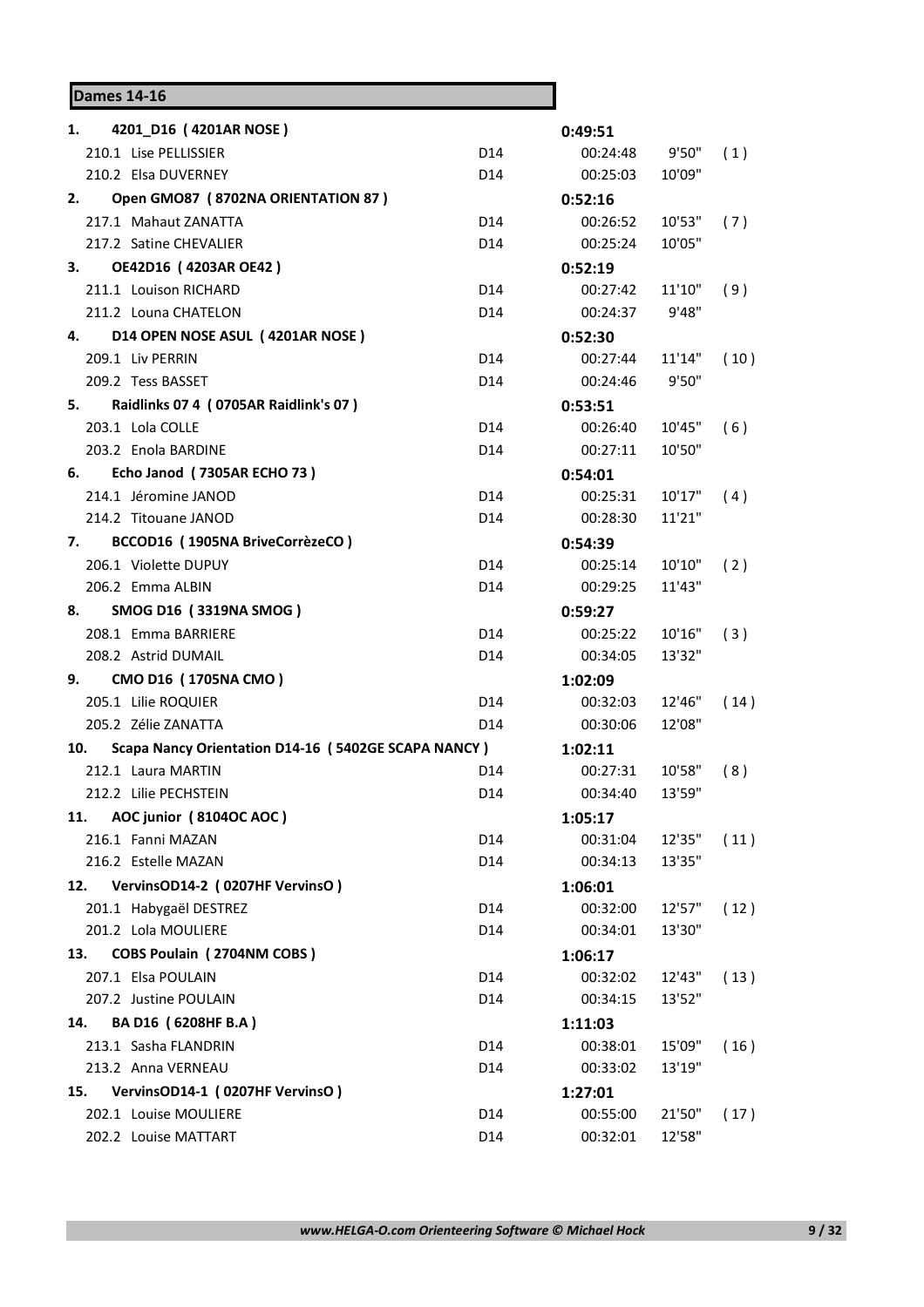## Dames 14-16

| | | | | | |
|---|---|---|---|---|---|
| **1.** | **4201_D16 ( 4201AR NOSE )** | | **0:49:51** | | |
| | 210.1 Lise PELLISSIER | D14 | 00:24:48 | 9'50" | ( 1 ) |
| | 210.2 Elsa DUVERNEY | D14 | 00:25:03 | 10'09" | |
| **2.** | **Open GMO87 ( 8702NA ORIENTATION 87 )** | | **0:52:16** | | |
| | 217.1 Mahaut ZANATTA | D14 | 00:26:52 | 10'53" | ( 7 ) |
| | 217.2 Satine CHEVALIER | D14 | 00:25:24 | 10'05" | |
| **3.** | **OE42D16 ( 4203AR OE42 )** | | **0:52:19** | | |
| | 211.1 Louison RICHARD | D14 | 00:27:42 | 11'10" | ( 9 ) |
| | 211.2 Louna CHATELON | D14 | 00:24:37 | 9'48" | |
| **4.** | **D14 OPEN NOSE ASUL ( 4201AR NOSE )** | | **0:52:30** | | |
| | 209.1 Liv PERRIN | D14 | 00:27:44 | 11'14" | ( 10 ) |
| | 209.2 Tess BASSET | D14 | 00:24:46 | 9'50" | |
| **5.** | **Raidlinks 07 4 ( 0705AR Raidlink's 07 )** | | **0:53:51** | | |
| | 203.1 Lola COLLE | D14 | 00:26:40 | 10'45" | ( 6 ) |
| | 203.2 Enola BARDINE | D14 | 00:27:11 | 10'50" | |
| **6.** | **Echo Janod ( 7305AR ECHO 73 )** | | **0:54:01** | | |
| | 214.1 Jéromine JANOD | D14 | 00:25:31 | 10'17" | ( 4 ) |
| | 214.2 Titouane JANOD | D14 | 00:28:30 | 11'21" | |
| **7.** | **BCCOD16 ( 1905NA BriveCorrèzeCO )** | | **0:54:39** | | |
| | 206.1 Violette DUPUY | D14 | 00:25:14 | 10'10" | ( 2 ) |
| | 206.2 Emma ALBIN | D14 | 00:29:25 | 11'43" | |
| **8.** | **SMOG D16 ( 3319NA SMOG )** | | **0:59:27** | | |
| | 208.1 Emma BARRIERE | D14 | 00:25:22 | 10'16" | ( 3 ) |
| | 208.2 Astrid DUMAIL | D14 | 00:34:05 | 13'32" | |
| **9.** | **CMO D16 ( 1705NA CMO )** | | **1:02:09** | | |
| | 205.1 Lilie ROQUIER | D14 | 00:32:03 | 12'46" | ( 14 ) |
| | 205.2 Zélie ZANATTA | D14 | 00:30:06 | 12'08" | |
| **10.** | **Scapa Nancy Orientation D14-16 ( 5402GE SCAPA NANCY )** | | **1:02:11** | | |
| | 212.1 Laura MARTIN | D14 | 00:27:31 | 10'58" | ( 8 ) |
| | 212.2 Lilie PECHSTEIN | D14 | 00:34:40 | 13'59" | |
| **11.** | **AOC junior ( 8104OC AOC )** | | **1:05:17** | | |
| | 216.1 Fanni MAZAN | D14 | 00:31:04 | 12'35" | ( 11 ) |
| | 216.2 Estelle MAZAN | D14 | 00:34:13 | 13'35" | |
| **12.** | **VervinsOD14-2 ( 0207HF VervinsO )** | | **1:06:01** | | |
| | 201.1 Habygaël DESTREZ | D14 | 00:32:00 | 12'57" | ( 12 ) |
| | 201.2 Lola MOULIERE | D14 | 00:34:01 | 13'30" | |
| **13.** | **COBS Poulain ( 2704NM COBS )** | | **1:06:17** | | |
| | 207.1 Elsa POULAIN | D14 | 00:32:02 | 12'43" | ( 13 ) |
| | 207.2 Justine POULAIN | D14 | 00:34:15 | 13'52" | |
| **14.** | **BA D16 ( 6208HF B.A )** | | **1:11:03** | | |
| | 213.1 Sasha FLANDRIN | D14 | 00:38:01 | 15'09" | ( 16 ) |
| | 213.2 Anna VERNEAU | D14 | 00:33:02 | 13'19" | |
| **15.** | **VervinsOD14-1 ( 0207HF VervinsO )** | | **1:27:01** | | |
| | 202.1 Louise MOULIERE | D14 | 00:55:00 | 21'50" | ( 17 ) |
| | 202.2 Louise MATTART | D14 | 00:32:01 | 12'58" | |

*www.HELGA-O.com Orienteering Software © Michael Hock*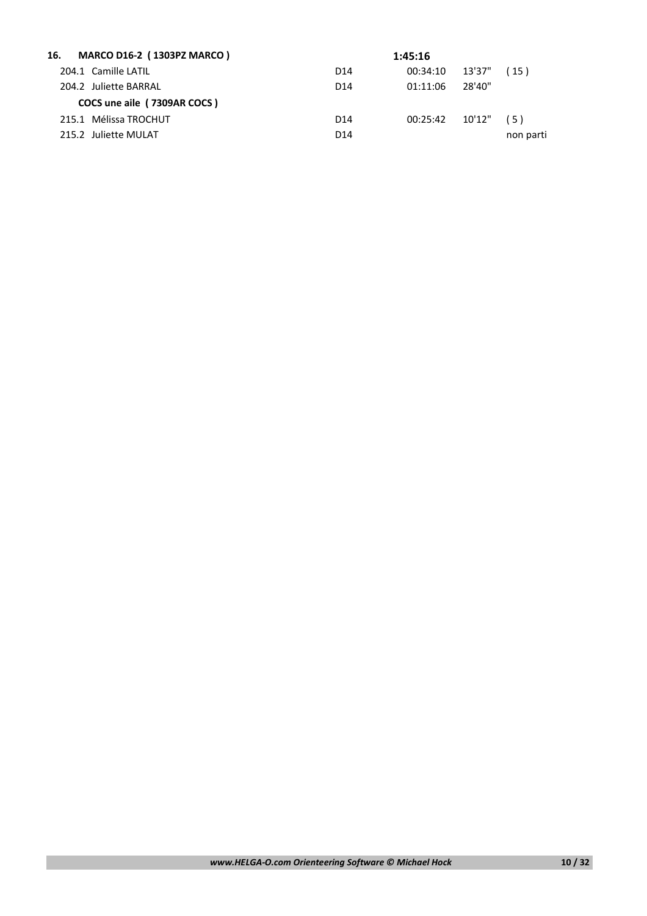| | | | | | |
|---|---|---|---|---|---|
| **16.** | **MARCO D16-2 ( 1303PZ MARCO )** | | **1:45:16** | | |
| | 204.1 Camille LATIL | D14 | 00:34:10 | 13'37" | ( 15 ) |
| | 204.2 Juliette BARRAL | D14 | 01:11:06 | 28'40" | |
| | **COCS une aile ( 7309AR COCS )** | | | | |
| | 215.1 Mélissa TROCHUT | D14 | 00:25:42 | 10'12" | ( 5 ) |
| | 215.2 Juliette MULAT | D14 | | | non parti |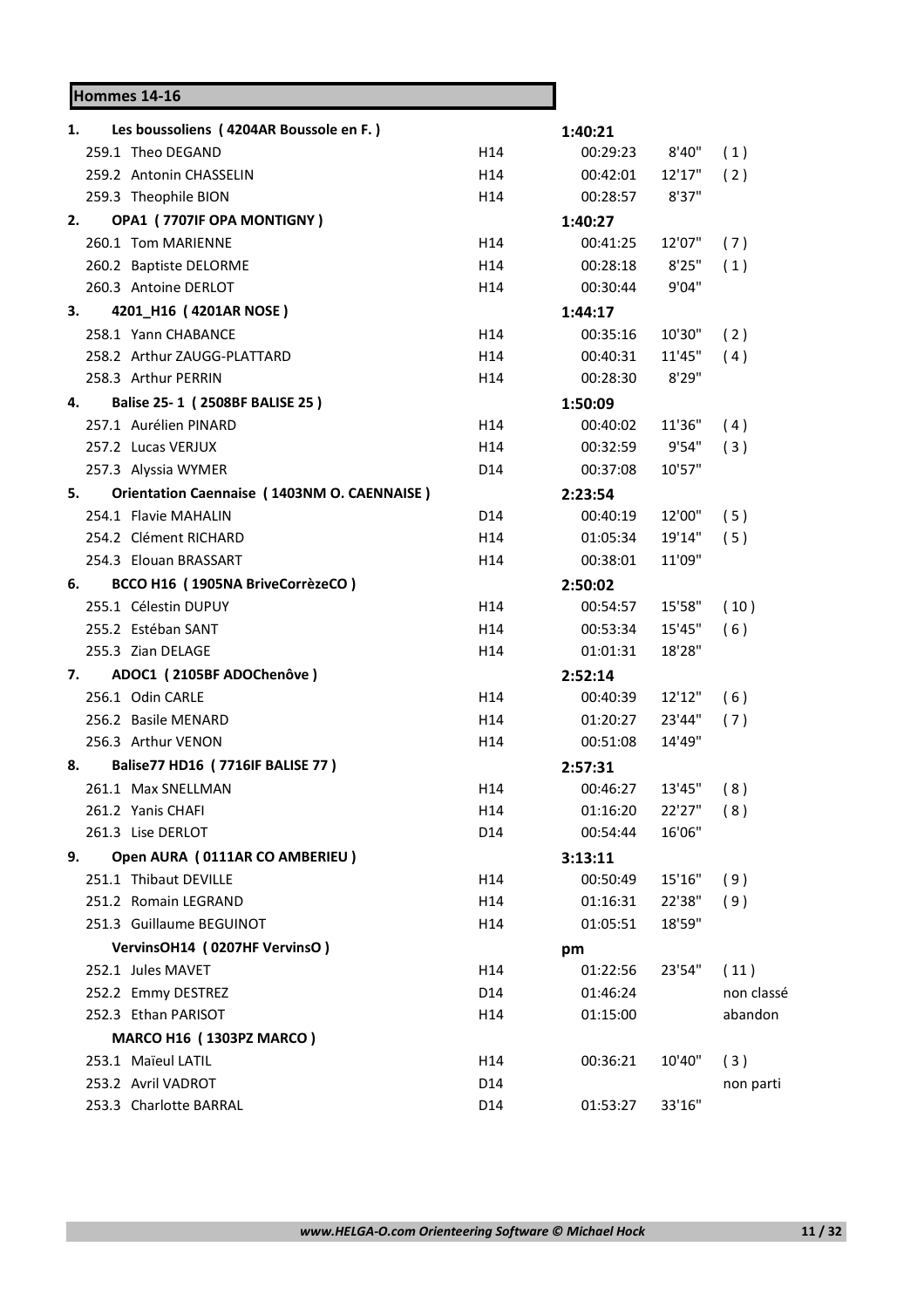## Hommes 14-16

| | | | | | |
|---|---|---|---|---|---|
| **1.** | **Les boussoliens ( 4204AR Boussole en F. )** | | **1:40:21** | | |
| | 259.1 Theo DEGAND | H14 | 00:29:23 | 8'40" | ( 1 ) |
| | 259.2 Antonin CHASSELIN | H14 | 00:42:01 | 12'17" | ( 2 ) |
| | 259.3 Theophile BION | H14 | 00:28:57 | 8'37" | |
| **2.** | **OPA1 ( 7707IF OPA MONTIGNY )** | | **1:40:27** | | |
| | 260.1 Tom MARIENNE | H14 | 00:41:25 | 12'07" | ( 7 ) |
| | 260.2 Baptiste DELORME | H14 | 00:28:18 | 8'25" | ( 1 ) |
| | 260.3 Antoine DERLOT | H14 | 00:30:44 | 9'04" | |
| **3.** | **4201_H16 ( 4201AR NOSE )** | | **1:44:17** | | |
| | 258.1 Yann CHABANCE | H14 | 00:35:16 | 10'30" | ( 2 ) |
| | 258.2 Arthur ZAUGG-PLATTARD | H14 | 00:40:31 | 11'45" | ( 4 ) |
| | 258.3 Arthur PERRIN | H14 | 00:28:30 | 8'29" | |
| **4.** | **Balise 25- 1 ( 2508BF BALISE 25 )** | | **1:50:09** | | |
| | 257.1 Aurélien PINARD | H14 | 00:40:02 | 11'36" | ( 4 ) |
| | 257.2 Lucas VERJUX | H14 | 00:32:59 | 9'54" | ( 3 ) |
| | 257.3 Alyssia WYMER | D14 | 00:37:08 | 10'57" | |
| **5.** | **Orientation Caennaise ( 1403NM O. CAENNAISE )** | | **2:23:54** | | |
| | 254.1 Flavie MAHALIN | D14 | 00:40:19 | 12'00" | ( 5 ) |
| | 254.2 Clément RICHARD | H14 | 01:05:34 | 19'14" | ( 5 ) |
| | 254.3 Elouan BRASSART | H14 | 00:38:01 | 11'09" | |
| **6.** | **BCCO H16 ( 1905NA BriveCorrèzeCO )** | | **2:50:02** | | |
| | 255.1 Célestin DUPUY | H14 | 00:54:57 | 15'58" | ( 10 ) |
| | 255.2 Estéban SANT | H14 | 00:53:34 | 15'45" | ( 6 ) |
| | 255.3 Zian DELAGE | H14 | 01:01:31 | 18'28" | |
| **7.** | **ADOC1 ( 2105BF ADOChenôve )** | | **2:52:14** | | |
| | 256.1 Odin CARLE | H14 | 00:40:39 | 12'12" | ( 6 ) |
| | 256.2 Basile MENARD | H14 | 01:20:27 | 23'44" | ( 7 ) |
| | 256.3 Arthur VENON | H14 | 00:51:08 | 14'49" | |
| **8.** | **Balise77 HD16 ( 7716IF BALISE 77 )** | | **2:57:31** | | |
| | 261.1 Max SNELLMAN | H14 | 00:46:27 | 13'45" | ( 8 ) |
| | 261.2 Yanis CHAFI | H14 | 01:16:20 | 22'27" | ( 8 ) |
| | 261.3 Lise DERLOT | D14 | 00:54:44 | 16'06" | |
| **9.** | **Open AURA ( 0111AR CO AMBERIEU )** | | **3:13:11** | | |
| | 251.1 Thibaut DEVILLE | H14 | 00:50:49 | 15'16" | ( 9 ) |
| | 251.2 Romain LEGRAND | H14 | 01:16:31 | 22'38" | ( 9 ) |
| | 251.3 Guillaume BEGUINOT | H14 | 01:05:51 | 18'59" | |
| | **VervinsOH14 ( 0207HF VervinsO )** | | **pm** | | |
| | 252.1 Jules MAVET | H14 | 01:22:56 | 23'54" | ( 11 ) |
| | 252.2 Emmy DESTREZ | D14 | 01:46:24 | | non classé |
| | 252.3 Ethan PARISOT | H14 | 01:15:00 | | abandon |
| | **MARCO H16 ( 1303PZ MARCO )** | | | | |
| | 253.1 Maïeul LATIL | H14 | 00:36:21 | 10'40" | ( 3 ) |
| | 253.2 Avril VADROT | D14 | | | non parti |
| | 253.3 Charlotte BARRAL | D14 | 01:53:27 | 33'16" | |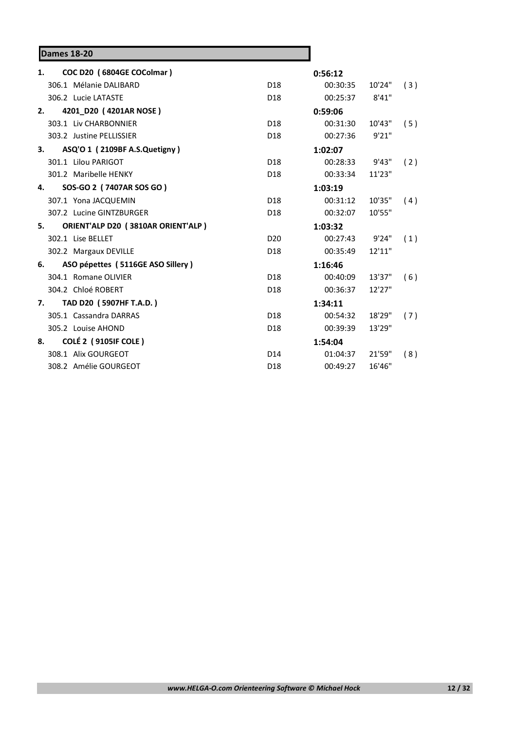## Dames 18-20

| | | | | | |
|---|---|---|---|---|---|
| **1.** | **COC D20 ( 6804GE COColmar )** | | **0:56:12** | | |
| | 306.1 Mélanie DALIBARD | D18 | 00:30:35 | 10'24" | ( 3 ) |
| | 306.2 Lucie LATASTE | D18 | 00:25:37 | 8'41" | |
| **2.** | **4201_D20 ( 4201AR NOSE )** | | **0:59:06** | | |
| | 303.1 Liv CHARBONNIER | D18 | 00:31:30 | 10'43" | ( 5 ) |
| | 303.2 Justine PELLISSIER | D18 | 00:27:36 | 9'21" | |
| **3.** | **ASQ'O 1 ( 2109BF A.S.Quetigny )** | | **1:02:07** | | |
| | 301.1 Lilou PARIGOT | D18 | 00:28:33 | 9'43" | ( 2 ) |
| | 301.2 Maribelle HENKY | D18 | 00:33:34 | 11'23" | |
| **4.** | **SOS-GO 2 ( 7407AR SOS GO )** | | **1:03:19** | | |
| | 307.1 Yona JACQUEMIN | D18 | 00:31:12 | 10'35" | ( 4 ) |
| | 307.2 Lucine GINTZBURGER | D18 | 00:32:07 | 10'55" | |
| **5.** | **ORIENT'ALP D20 ( 3810AR ORIENT'ALP )** | | **1:03:32** | | |
| | 302.1 Lise BELLET | D20 | 00:27:43 | 9'24" | ( 1 ) |
| | 302.2 Margaux DEVILLE | D18 | 00:35:49 | 12'11" | |
| **6.** | **ASO pépettes ( 5116GE ASO Sillery )** | | **1:16:46** | | |
| | 304.1 Romane OLIVIER | D18 | 00:40:09 | 13'37" | ( 6 ) |
| | 304.2 Chloé ROBERT | D18 | 00:36:37 | 12'27" | |
| **7.** | **TAD D20 ( 5907HF T.A.D. )** | | **1:34:11** | | |
| | 305.1 Cassandra DARRAS | D18 | 00:54:32 | 18'29" | ( 7 ) |
| | 305.2 Louise AHOND | D18 | 00:39:39 | 13'29" | |
| **8.** | **COLÉ 2 ( 9105IF COLE )** | | **1:54:04** | | |
| | 308.1 Alix GOURGEOT | D14 | 01:04:37 | 21'59" | ( 8 ) |
| | 308.2 Amélie GOURGEOT | D18 | 00:49:27 | 16'46" | |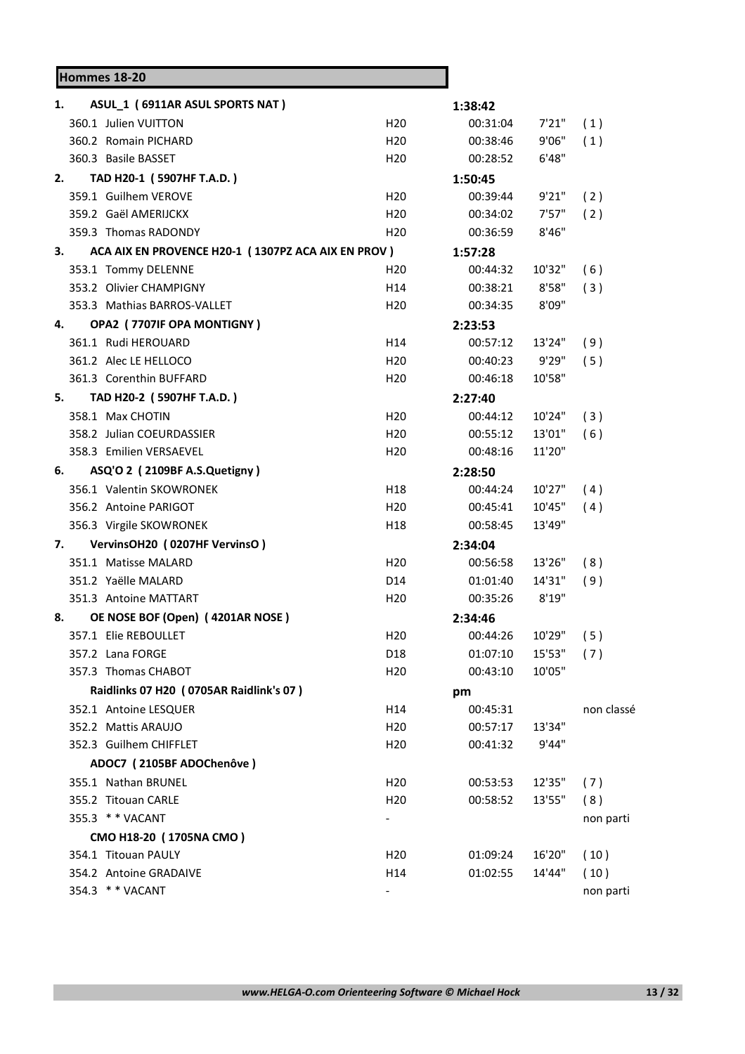## Hommes 18-20

| | | | | | |
|---|---|---|---|---|---|
| **1.** | **ASUL_1 ( 6911AR ASUL SPORTS NAT )** | | **1:38:42** | | |
| | 360.1 Julien VUITTON | H20 | 00:31:04 | 7'21" | ( 1 ) |
| | 360.2 Romain PICHARD | H20 | 00:38:46 | 9'06" | ( 1 ) |
| | 360.3 Basile BASSET | H20 | 00:28:52 | 6'48" | |
| **2.** | **TAD H20-1 ( 5907HF T.A.D. )** | | **1:50:45** | | |
| | 359.1 Guilhem VEROVE | H20 | 00:39:44 | 9'21" | ( 2 ) |
| | 359.2 Gaël AMERIJCKX | H20 | 00:34:02 | 7'57" | ( 2 ) |
| | 359.3 Thomas RADONDY | H20 | 00:36:59 | 8'46" | |
| **3.** | **ACA AIX EN PROVENCE H20-1 ( 1307PZ ACA AIX EN PROV )** | | **1:57:28** | | |
| | 353.1 Tommy DELENNE | H20 | 00:44:32 | 10'32" | ( 6 ) |
| | 353.2 Olivier CHAMPIGNY | H14 | 00:38:21 | 8'58" | ( 3 ) |
| | 353.3 Mathias BARROS-VALLET | H20 | 00:34:35 | 8'09" | |
| **4.** | **OPA2 ( 7707IF OPA MONTIGNY )** | | **2:23:53** | | |
| | 361.1 Rudi HEROUARD | H14 | 00:57:12 | 13'24" | ( 9 ) |
| | 361.2 Alec LE HELLOCO | H20 | 00:40:23 | 9'29" | ( 5 ) |
| | 361.3 Corenthin BUFFARD | H20 | 00:46:18 | 10'58" | |
| **5.** | **TAD H20-2 ( 5907HF T.A.D. )** | | **2:27:40** | | |
| | 358.1 Max CHOTIN | H20 | 00:44:12 | 10'24" | ( 3 ) |
| | 358.2 Julian COEURDASSIER | H20 | 00:55:12 | 13'01" | ( 6 ) |
| | 358.3 Emilien VERSAEVEL | H20 | 00:48:16 | 11'20" | |
| **6.** | **ASQ'O 2 ( 2109BF A.S.Quetigny )** | | **2:28:50** | | |
| | 356.1 Valentin SKOWRONEK | H18 | 00:44:24 | 10'27" | ( 4 ) |
| | 356.2 Antoine PARIGOT | H20 | 00:45:41 | 10'45" | ( 4 ) |
| | 356.3 Virgile SKOWRONEK | H18 | 00:58:45 | 13'49" | |
| **7.** | **VervinsOH20 ( 0207HF VervinsO )** | | **2:34:04** | | |
| | 351.1 Matisse MALARD | H20 | 00:56:58 | 13'26" | ( 8 ) |
| | 351.2 Yaëlle MALARD | D14 | 01:01:40 | 14'31" | ( 9 ) |
| | 351.3 Antoine MATTART | H20 | 00:35:26 | 8'19" | |
| **8.** | **OE NOSE BOF (Open) ( 4201AR NOSE )** | | **2:34:46** | | |
| | 357.1 Elie REBOULLET | H20 | 00:44:26 | 10'29" | ( 5 ) |
| | 357.2 Lana FORGE | D18 | 01:07:10 | 15'53" | ( 7 ) |
| | 357.3 Thomas CHABOT | H20 | 00:43:10 | 10'05" | |
| | **Raidlinks 07 H20 ( 0705AR Raidlink's 07 )** | | **pm** | | |
| | 352.1 Antoine LESQUER | H14 | 00:45:31 | | non classé |
| | 352.2 Mattis ARAUJO | H20 | 00:57:17 | 13'34" | |
| | 352.3 Guilhem CHIFFLET | H20 | 00:41:32 | 9'44" | |
| | **ADOC7 ( 2105BF ADOChenôve )** | | | | |
| | 355.1 Nathan BRUNEL | H20 | 00:53:53 | 12'35" | ( 7 ) |
| | 355.2 Titouan CARLE | H20 | 00:58:52 | 13'55" | ( 8 ) |
| | 355.3 * * VACANT | - | | | non parti |
| | **CMO H18-20 ( 1705NA CMO )** | | | | |
| | 354.1 Titouan PAULY | H20 | 01:09:24 | 16'20" | ( 10 ) |
| | 354.2 Antoine GRADAIVE | H14 | 01:02:55 | 14'44" | ( 10 ) |
| | 354.3 * * VACANT | - | | | non parti |

*www.HELGA-O.com Orienteering Software © Michael Hock*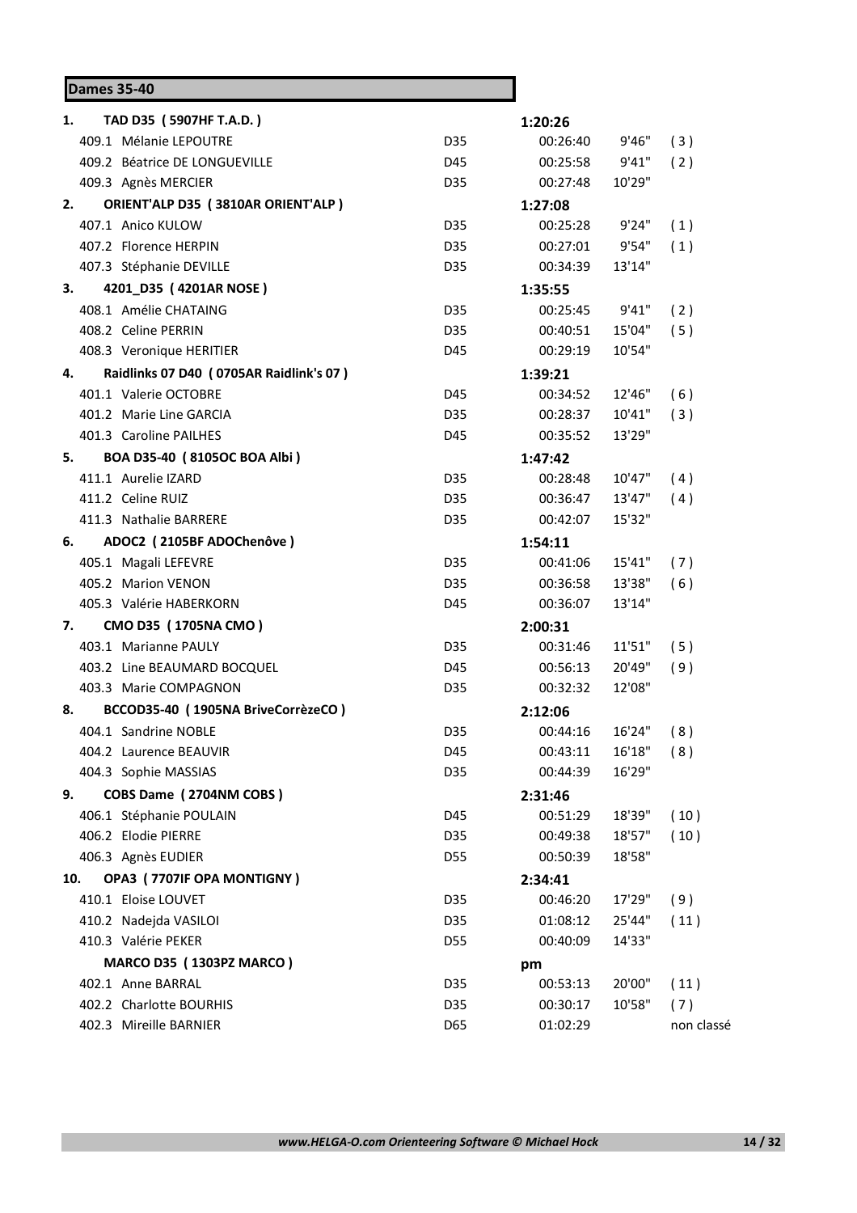## Dames 35-40

| | | | | | |
|---|---|---|---|---|---|
| **1.** | **TAD D35 ( 5907HF T.A.D. )** | | **1:20:26** | | |
| | 409.1 Mélanie LEPOUTRE | D35 | 00:26:40 | 9'46" | ( 3 ) |
| | 409.2 Béatrice DE LONGUEVILLE | D45 | 00:25:58 | 9'41" | ( 2 ) |
| | 409.3 Agnès MERCIER | D35 | 00:27:48 | 10'29" | |
| **2.** | **ORIENT'ALP D35 ( 3810AR ORIENT'ALP )** | | **1:27:08** | | |
| | 407.1 Anico KULOW | D35 | 00:25:28 | 9'24" | ( 1 ) |
| | 407.2 Florence HERPIN | D35 | 00:27:01 | 9'54" | ( 1 ) |
| | 407.3 Stéphanie DEVILLE | D35 | 00:34:39 | 13'14" | |
| **3.** | **4201_D35 ( 4201AR NOSE )** | | **1:35:55** | | |
| | 408.1 Amélie CHATAING | D35 | 00:25:45 | 9'41" | ( 2 ) |
| | 408.2 Celine PERRIN | D35 | 00:40:51 | 15'04" | ( 5 ) |
| | 408.3 Veronique HERITIER | D45 | 00:29:19 | 10'54" | |
| **4.** | **Raidlinks 07 D40 ( 0705AR Raidlink's 07 )** | | **1:39:21** | | |
| | 401.1 Valerie OCTOBRE | D45 | 00:34:52 | 12'46" | ( 6 ) |
| | 401.2 Marie Line GARCIA | D35 | 00:28:37 | 10'41" | ( 3 ) |
| | 401.3 Caroline PAILHES | D45 | 00:35:52 | 13'29" | |
| **5.** | **BOA D35-40 ( 8105OC BOA Albi )** | | **1:47:42** | | |
| | 411.1 Aurelie IZARD | D35 | 00:28:48 | 10'47" | ( 4 ) |
| | 411.2 Celine RUIZ | D35 | 00:36:47 | 13'47" | ( 4 ) |
| | 411.3 Nathalie BARRERE | D35 | 00:42:07 | 15'32" | |
| **6.** | **ADOC2 ( 2105BF ADOChenôve )** | | **1:54:11** | | |
| | 405.1 Magali LEFEVRE | D35 | 00:41:06 | 15'41" | ( 7 ) |
| | 405.2 Marion VENON | D35 | 00:36:58 | 13'38" | ( 6 ) |
| | 405.3 Valérie HABERKORN | D45 | 00:36:07 | 13'14" | |
| **7.** | **CMO D35 ( 1705NA CMO )** | | **2:00:31** | | |
| | 403.1 Marianne PAULY | D35 | 00:31:46 | 11'51" | ( 5 ) |
| | 403.2 Line BEAUMARD BOCQUEL | D45 | 00:56:13 | 20'49" | ( 9 ) |
| | 403.3 Marie COMPAGNON | D35 | 00:32:32 | 12'08" | |
| **8.** | **BCCOD35-40 ( 1905NA BriveCorrèzeCO )** | | **2:12:06** | | |
| | 404.1 Sandrine NOBLE | D35 | 00:44:16 | 16'24" | ( 8 ) |
| | 404.2 Laurence BEAUVIR | D45 | 00:43:11 | 16'18" | ( 8 ) |
| | 404.3 Sophie MASSIAS | D35 | 00:44:39 | 16'29" | |
| **9.** | **COBS Dame ( 2704NM COBS )** | | **2:31:46** | | |
| | 406.1 Stéphanie POULAIN | D45 | 00:51:29 | 18'39" | ( 10 ) |
| | 406.2 Elodie PIERRE | D35 | 00:49:38 | 18'57" | ( 10 ) |
| | 406.3 Agnès EUDIER | D55 | 00:50:39 | 18'58" | |
| **10.** | **OPA3 ( 7707IF OPA MONTIGNY )** | | **2:34:41** | | |
| | 410.1 Eloise LOUVET | D35 | 00:46:20 | 17'29" | ( 9 ) |
| | 410.2 Nadejda VASILOI | D35 | 01:08:12 | 25'44" | ( 11 ) |
| | 410.3 Valérie PEKER | D55 | 00:40:09 | 14'33" | |
| | **MARCO D35 ( 1303PZ MARCO )** | | **pm** | | |
| | 402.1 Anne BARRAL | D35 | 00:53:13 | 20'00" | ( 11 ) |
| | 402.2 Charlotte BOURHIS | D35 | 00:30:17 | 10'58" | ( 7 ) |
| | 402.3 Mireille BARNIER | D65 | 01:02:29 | | non classé |

*www.HELGA-O.com Orienteering Software © Michael Hock*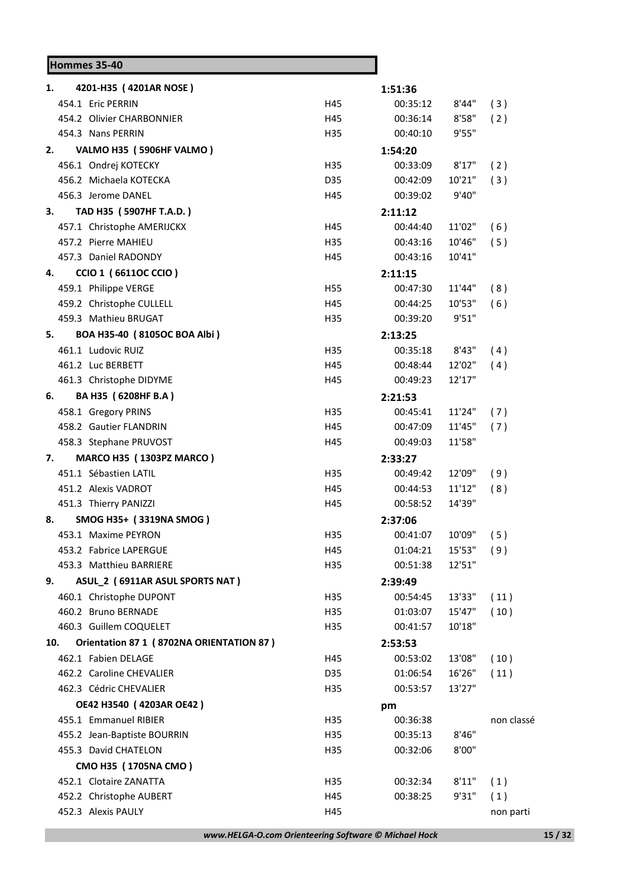## Hommes 35-40

| | | | | | |
|---|---|---|---|---|---|
| **1.** | **4201-H35 ( 4201AR NOSE )** | | **1:51:36** | | |
| | 454.1 Eric PERRIN | H45 | 00:35:12 | 8'44" | ( 3 ) |
| | 454.2 Olivier CHARBONNIER | H45 | 00:36:14 | 8'58" | ( 2 ) |
| | 454.3 Nans PERRIN | H35 | 00:40:10 | 9'55" | |
| **2.** | **VALMO H35 ( 5906HF VALMO )** | | **1:54:20** | | |
| | 456.1 Ondrej KOTECKY | H35 | 00:33:09 | 8'17" | ( 2 ) |
| | 456.2 Michaela KOTECKA | D35 | 00:42:09 | 10'21" | ( 3 ) |
| | 456.3 Jerome DANEL | H45 | 00:39:02 | 9'40" | |
| **3.** | **TAD H35 ( 5907HF T.A.D. )** | | **2:11:12** | | |
| | 457.1 Christophe AMERIJCKX | H45 | 00:44:40 | 11'02" | ( 6 ) |
| | 457.2 Pierre MAHIEU | H35 | 00:43:16 | 10'46" | ( 5 ) |
| | 457.3 Daniel RADONDY | H45 | 00:43:16 | 10'41" | |
| **4.** | **CCIO 1 ( 6611OC CCIO )** | | **2:11:15** | | |
| | 459.1 Philippe VERGE | H55 | 00:47:30 | 11'44" | ( 8 ) |
| | 459.2 Christophe CULLELL | H45 | 00:44:25 | 10'53" | ( 6 ) |
| | 459.3 Mathieu BRUGAT | H35 | 00:39:20 | 9'51" | |
| **5.** | **BOA H35-40 ( 8105OC BOA Albi )** | | **2:13:25** | | |
| | 461.1 Ludovic RUIZ | H35 | 00:35:18 | 8'43" | ( 4 ) |
| | 461.2 Luc BERBETT | H45 | 00:48:44 | 12'02" | ( 4 ) |
| | 461.3 Christophe DIDYME | H45 | 00:49:23 | 12'17" | |
| **6.** | **BA H35 ( 6208HF B.A )** | | **2:21:53** | | |
| | 458.1 Gregory PRINS | H35 | 00:45:41 | 11'24" | ( 7 ) |
| | 458.2 Gautier FLANDRIN | H45 | 00:47:09 | 11'45" | ( 7 ) |
| | 458.3 Stephane PRUVOST | H45 | 00:49:03 | 11'58" | |
| **7.** | **MARCO H35 ( 1303PZ MARCO )** | | **2:33:27** | | |
| | 451.1 Sébastien LATIL | H35 | 00:49:42 | 12'09" | ( 9 ) |
| | 451.2 Alexis VADROT | H45 | 00:44:53 | 11'12" | ( 8 ) |
| | 451.3 Thierry PANIZZI | H45 | 00:58:52 | 14'39" | |
| **8.** | **SMOG H35+ ( 3319NA SMOG )** | | **2:37:06** | | |
| | 453.1 Maxime PEYRON | H35 | 00:41:07 | 10'09" | ( 5 ) |
| | 453.2 Fabrice LAPERGUE | H45 | 01:04:21 | 15'53" | ( 9 ) |
| | 453.3 Matthieu BARRIERE | H35 | 00:51:38 | 12'51" | |
| **9.** | **ASUL_2 ( 6911AR ASUL SPORTS NAT )** | | **2:39:49** | | |
| | 460.1 Christophe DUPONT | H35 | 00:54:45 | 13'33" | ( 11 ) |
| | 460.2 Bruno BERNADE | H35 | 01:03:07 | 15'47" | ( 10 ) |
| | 460.3 Guillem COQUELET | H35 | 00:41:57 | 10'18" | |
| **10.** | **Orientation 87 1 ( 8702NA ORIENTATION 87 )** | | **2:53:53** | | |
| | 462.1 Fabien DELAGE | H45 | 00:53:02 | 13'08" | ( 10 ) |
| | 462.2 Caroline CHEVALIER | D35 | 01:06:54 | 16'26" | ( 11 ) |
| | 462.3 Cédric CHEVALIER | H35 | 00:53:57 | 13'27" | |
| | **OE42 H3540 ( 4203AR OE42 )** | | **pm** | | |
| | 455.1 Emmanuel RIBIER | H35 | 00:36:38 | | non classé |
| | 455.2 Jean-Baptiste BOURRIN | H35 | 00:35:13 | 8'46" | |
| | 455.3 David CHATELON | H35 | 00:32:06 | 8'00" | |
| | **CMO H35 ( 1705NA CMO )** | | | | |
| | 452.1 Clotaire ZANATTA | H35 | 00:32:34 | 8'11" | ( 1 ) |
| | 452.2 Christophe AUBERT | H45 | 00:38:25 | 9'31" | ( 1 ) |
| | 452.3 Alexis PAULY | H45 | | | non parti |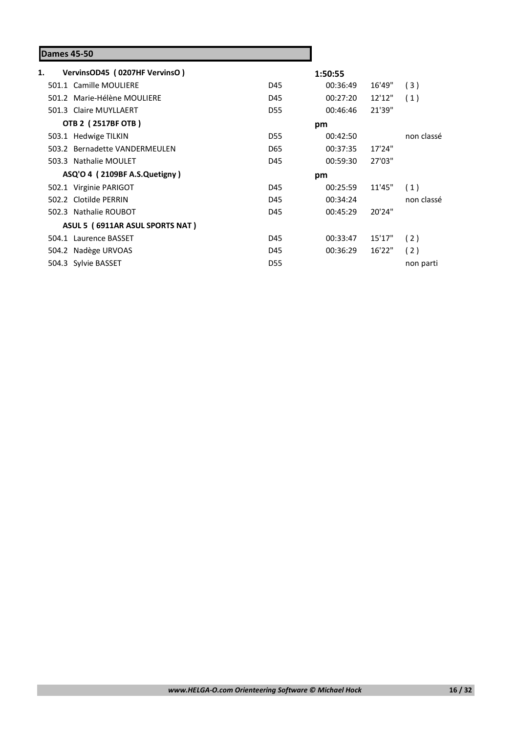## Dames 45-50

| | | | | | |
|---|---|---|---|---|---|
| **1.** | **VervinsOD45 ( 0207HF VervinsO )** | | **1:50:55** | | |
| | 501.1 Camille MOULIERE | D45 | 00:36:49 | 16'49" | ( 3 ) |
| | 501.2 Marie-Hélène MOULIERE | D45 | 00:27:20 | 12'12" | ( 1 ) |
| | 501.3 Claire MUYLLAERT | D55 | 00:46:46 | 21'39" | |
| | **OTB 2 ( 2517BF OTB )** | | **pm** | | |
| | 503.1 Hedwige TILKIN | D55 | 00:42:50 | | non classé |
| | 503.2 Bernadette VANDERMEULEN | D65 | 00:37:35 | 17'24" | |
| | 503.3 Nathalie MOULET | D45 | 00:59:30 | 27'03" | |
| | **ASQ'O 4 ( 2109BF A.S.Quetigny )** | | **pm** | | |
| | 502.1 Virginie PARIGOT | D45 | 00:25:59 | 11'45" | ( 1 ) |
| | 502.2 Clotilde PERRIN | D45 | 00:34:24 | | non classé |
| | 502.3 Nathalie ROUBOT | D45 | 00:45:29 | 20'24" | |
| | **ASUL 5 ( 6911AR ASUL SPORTS NAT )** | | | | |
| | 504.1 Laurence BASSET | D45 | 00:33:47 | 15'17" | ( 2 ) |
| | 504.2 Nadège URVOAS | D45 | 00:36:29 | 16'22" | ( 2 ) |
| | 504.3 Sylvie BASSET | D55 | | | non parti |

*www.HELGA-O.com Orienteering Software © Michael Hock*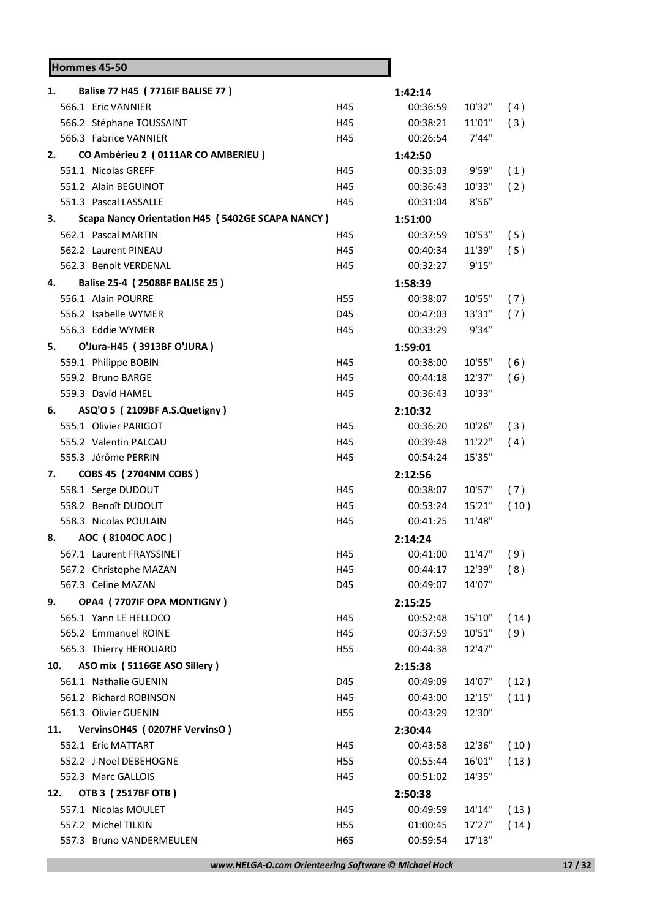## Hommes 45-50

| | | | | | |
|---|---|---|---|---|---|
| **1.** | **Balise 77 H45 ( 7716IF BALISE 77 )** | | **1:42:14** | | |
| | 566.1 Eric VANNIER | H45 | 00:36:59 | 10'32" | ( 4 ) |
| | 566.2 Stéphane TOUSSAINT | H45 | 00:38:21 | 11'01" | ( 3 ) |
| | 566.3 Fabrice VANNIER | H45 | 00:26:54 | 7'44" | |
| **2.** | **CO Ambérieu 2 ( 0111AR CO AMBERIEU )** | | **1:42:50** | | |
| | 551.1 Nicolas GREFF | H45 | 00:35:03 | 9'59" | ( 1 ) |
| | 551.2 Alain BEGUINOT | H45 | 00:36:43 | 10'33" | ( 2 ) |
| | 551.3 Pascal LASSALLE | H45 | 00:31:04 | 8'56" | |
| **3.** | **Scapa Nancy Orientation H45 ( 5402GE SCAPA NANCY )** | | **1:51:00** | | |
| | 562.1 Pascal MARTIN | H45 | 00:37:59 | 10'53" | ( 5 ) |
| | 562.2 Laurent PINEAU | H45 | 00:40:34 | 11'39" | ( 5 ) |
| | 562.3 Benoit VERDENAL | H45 | 00:32:27 | 9'15" | |
| **4.** | **Balise 25-4 ( 2508BF BALISE 25 )** | | **1:58:39** | | |
| | 556.1 Alain POURRE | H55 | 00:38:07 | 10'55" | ( 7 ) |
| | 556.2 Isabelle WYMER | D45 | 00:47:03 | 13'31" | ( 7 ) |
| | 556.3 Eddie WYMER | H45 | 00:33:29 | 9'34" | |
| **5.** | **O'Jura-H45 ( 3913BF O'JURA )** | | **1:59:01** | | |
| | 559.1 Philippe BOBIN | H45 | 00:38:00 | 10'55" | ( 6 ) |
| | 559.2 Bruno BARGE | H45 | 00:44:18 | 12'37" | ( 6 ) |
| | 559.3 David HAMEL | H45 | 00:36:43 | 10'33" | |
| **6.** | **ASQ'O 5 ( 2109BF A.S.Quetigny )** | | **2:10:32** | | |
| | 555.1 Olivier PARIGOT | H45 | 00:36:20 | 10'26" | ( 3 ) |
| | 555.2 Valentin PALCAU | H45 | 00:39:48 | 11'22" | ( 4 ) |
| | 555.3 Jérôme PERRIN | H45 | 00:54:24 | 15'35" | |
| **7.** | **COBS 45 ( 2704NM COBS )** | | **2:12:56** | | |
| | 558.1 Serge DUDOUT | H45 | 00:38:07 | 10'57" | ( 7 ) |
| | 558.2 Benoît DUDOUT | H45 | 00:53:24 | 15'21" | ( 10 ) |
| | 558.3 Nicolas POULAIN | H45 | 00:41:25 | 11'48" | |
| **8.** | **AOC ( 8104OC AOC )** | | **2:14:24** | | |
| | 567.1 Laurent FRAYSSINET | H45 | 00:41:00 | 11'47" | ( 9 ) |
| | 567.2 Christophe MAZAN | H45 | 00:44:17 | 12'39" | ( 8 ) |
| | 567.3 Celine MAZAN | D45 | 00:49:07 | 14'07" | |
| **9.** | **OPA4 ( 7707IF OPA MONTIGNY )** | | **2:15:25** | | |
| | 565.1 Yann LE HELLOCO | H45 | 00:52:48 | 15'10" | ( 14 ) |
| | 565.2 Emmanuel ROINE | H45 | 00:37:59 | 10'51" | ( 9 ) |
| | 565.3 Thierry HEROUARD | H55 | 00:44:38 | 12'47" | |
| **10.** | **ASO mix ( 5116GE ASO Sillery )** | | **2:15:38** | | |
| | 561.1 Nathalie GUENIN | D45 | 00:49:09 | 14'07" | ( 12 ) |
| | 561.2 Richard ROBINSON | H45 | 00:43:00 | 12'15" | ( 11 ) |
| | 561.3 Olivier GUENIN | H55 | 00:43:29 | 12'30" | |
| **11.** | **VervinsOH45 ( 0207HF VervinsO )** | | **2:30:44** | | |
| | 552.1 Eric MATTART | H45 | 00:43:58 | 12'36" | ( 10 ) |
| | 552.2 J-Noel DEBEHOGNE | H55 | 00:55:44 | 16'01" | ( 13 ) |
| | 552.3 Marc GALLOIS | H45 | 00:51:02 | 14'35" | |
| **12.** | **OTB 3 ( 2517BF OTB )** | | **2:50:38** | | |
| | 557.1 Nicolas MOULET | H45 | 00:49:59 | 14'14" | ( 13 ) |
| | 557.2 Michel TILKIN | H55 | 01:00:45 | 17'27" | ( 14 ) |
| | 557.3 Bruno VANDERMEULEN | H65 | 00:59:54 | 17'13" | |

*www.HELGA-O.com Orienteering Software © Michael Hock*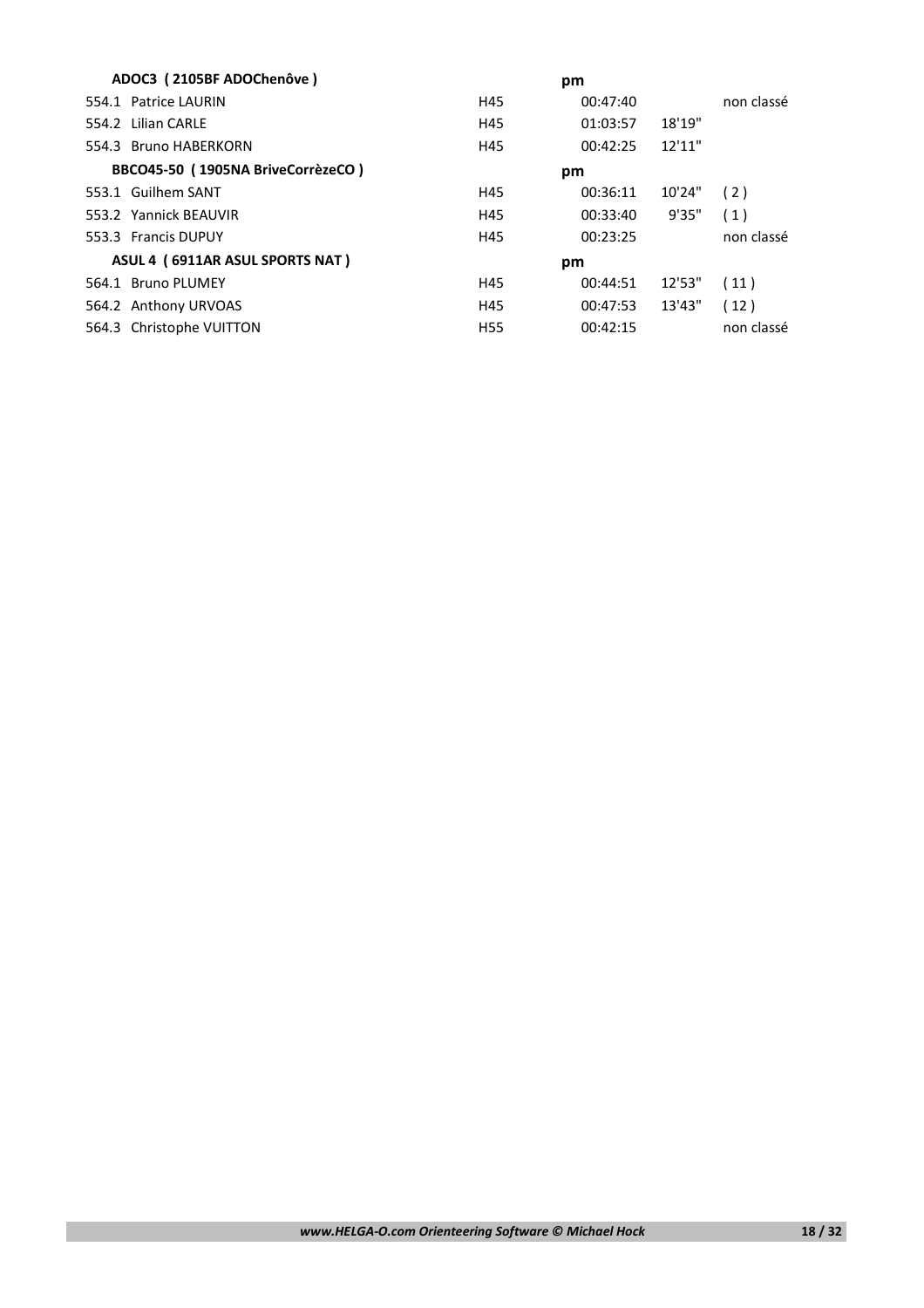| | | | | | |
|---|---|---|---|---|---|
| **ADOC3 ( 2105BF ADOChenôve )** | | **pm** | | | |
| 554.1 Patrice LAURIN | H45 | 00:47:40 | | non classé |
| 554.2 Lilian CARLE | H45 | 01:03:57 | 18'19" | |
| 554.3 Bruno HABERKORN | H45 | 00:42:25 | 12'11" | |
| **BBCO45-50 ( 1905NA BriveCorrèzeCO )** | | **pm** | | |
| 553.1 Guilhem SANT | H45 | 00:36:11 | 10'24" | ( 2 ) |
| 553.2 Yannick BEAUVIR | H45 | 00:33:40 | 9'35" | ( 1 ) |
| 553.3 Francis DUPUY | H45 | 00:23:25 | | non classé |
| **ASUL 4 ( 6911AR ASUL SPORTS NAT )** | | **pm** | | |
| 564.1 Bruno PLUMEY | H45 | 00:44:51 | 12'53" | ( 11 ) |
| 564.2 Anthony URVOAS | H45 | 00:47:53 | 13'43" | ( 12 ) |
| 564.3 Christophe VUITTON | H55 | 00:42:15 | | non classé |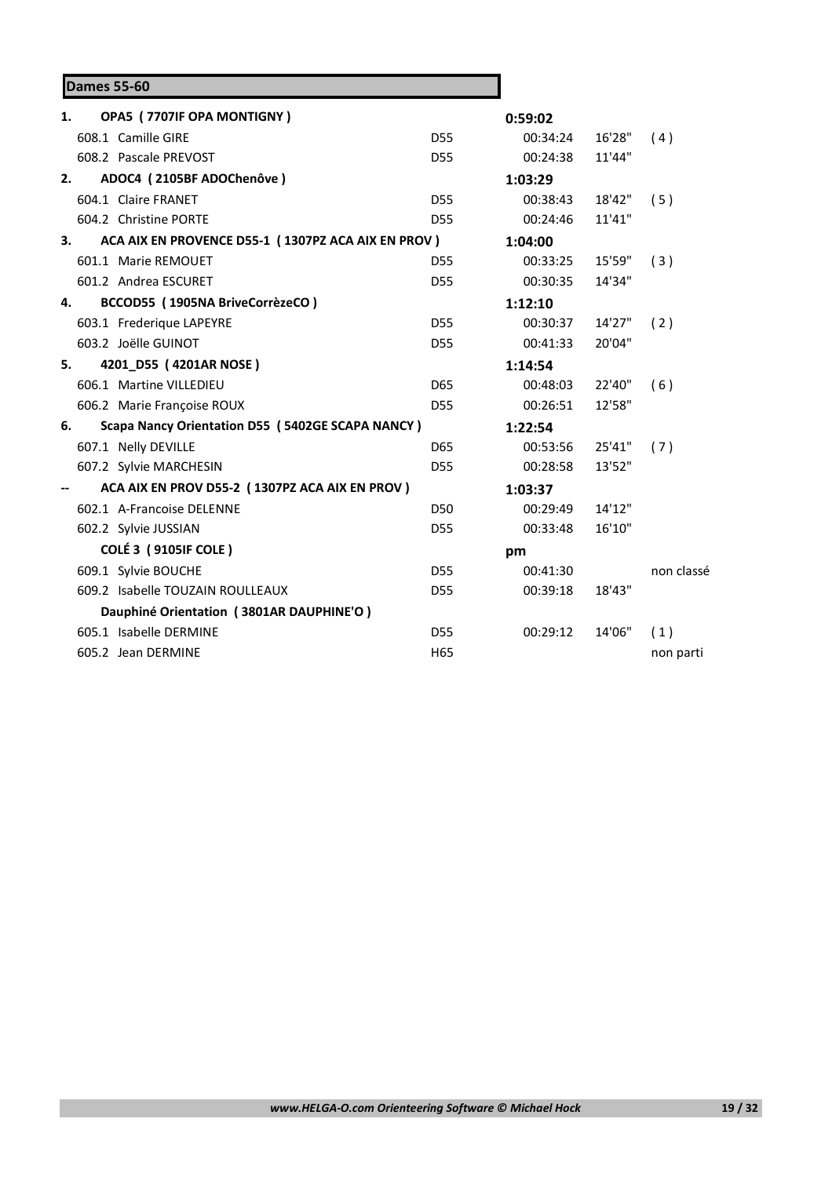## Dames 55-60

| | | | | | |
|---|---|---|---|---|---|
| **1.** | **OPA5 ( 7707IF OPA MONTIGNY )** | | **0:59:02** | | |
| | 608.1 Camille GIRE | D55 | 00:34:24 | 16'28" | ( 4 ) |
| | 608.2 Pascale PREVOST | D55 | 00:24:38 | 11'44" | |
| **2.** | **ADOC4 ( 2105BF ADOChenôve )** | | **1:03:29** | | |
| | 604.1 Claire FRANET | D55 | 00:38:43 | 18'42" | ( 5 ) |
| | 604.2 Christine PORTE | D55 | 00:24:46 | 11'41" | |
| **3.** | **ACA AIX EN PROVENCE D55-1 ( 1307PZ ACA AIX EN PROV )** | | **1:04:00** | | |
| | 601.1 Marie REMOUET | D55 | 00:33:25 | 15'59" | ( 3 ) |
| | 601.2 Andrea ESCURET | D55 | 00:30:35 | 14'34" | |
| **4.** | **BCCOD55 ( 1905NA BriveCorrèzeCO )** | | **1:12:10** | | |
| | 603.1 Frederique LAPEYRE | D55 | 00:30:37 | 14'27" | ( 2 ) |
| | 603.2 Joëlle GUINOT | D55 | 00:41:33 | 20'04" | |
| **5.** | **4201_D55 ( 4201AR NOSE )** | | **1:14:54** | | |
| | 606.1 Martine VILLEDIEU | D65 | 00:48:03 | 22'40" | ( 6 ) |
| | 606.2 Marie Françoise ROUX | D55 | 00:26:51 | 12'58" | |
| **6.** | **Scapa Nancy Orientation D55 ( 5402GE SCAPA NANCY )** | | **1:22:54** | | |
| | 607.1 Nelly DEVILLE | D65 | 00:53:56 | 25'41" | ( 7 ) |
| | 607.2 Sylvie MARCHESIN | D55 | 00:28:58 | 13'52" | |
| **--** | **ACA AIX EN PROV D55-2 ( 1307PZ ACA AIX EN PROV )** | | **1:03:37** | | |
| | 602.1 A-Francoise DELENNE | D50 | 00:29:49 | 14'12" | |
| | 602.2 Sylvie JUSSIAN | D55 | 00:33:48 | 16'10" | |
| | **COLÉ 3 ( 9105IF COLE )** | | **pm** | | |
| | 609.1 Sylvie BOUCHE | D55 | 00:41:30 | | non classé |
| | 609.2 Isabelle TOUZAIN ROULLEAUX | D55 | 00:39:18 | 18'43" | |
| | **Dauphiné Orientation ( 3801AR DAUPHINE'O )** | | | | |
| | 605.1 Isabelle DERMINE | D55 | 00:29:12 | 14'06" | ( 1 ) |
| | 605.2 Jean DERMINE | H65 | | | non parti |

*www.HELGA-O.com Orienteering Software © Michael Hock*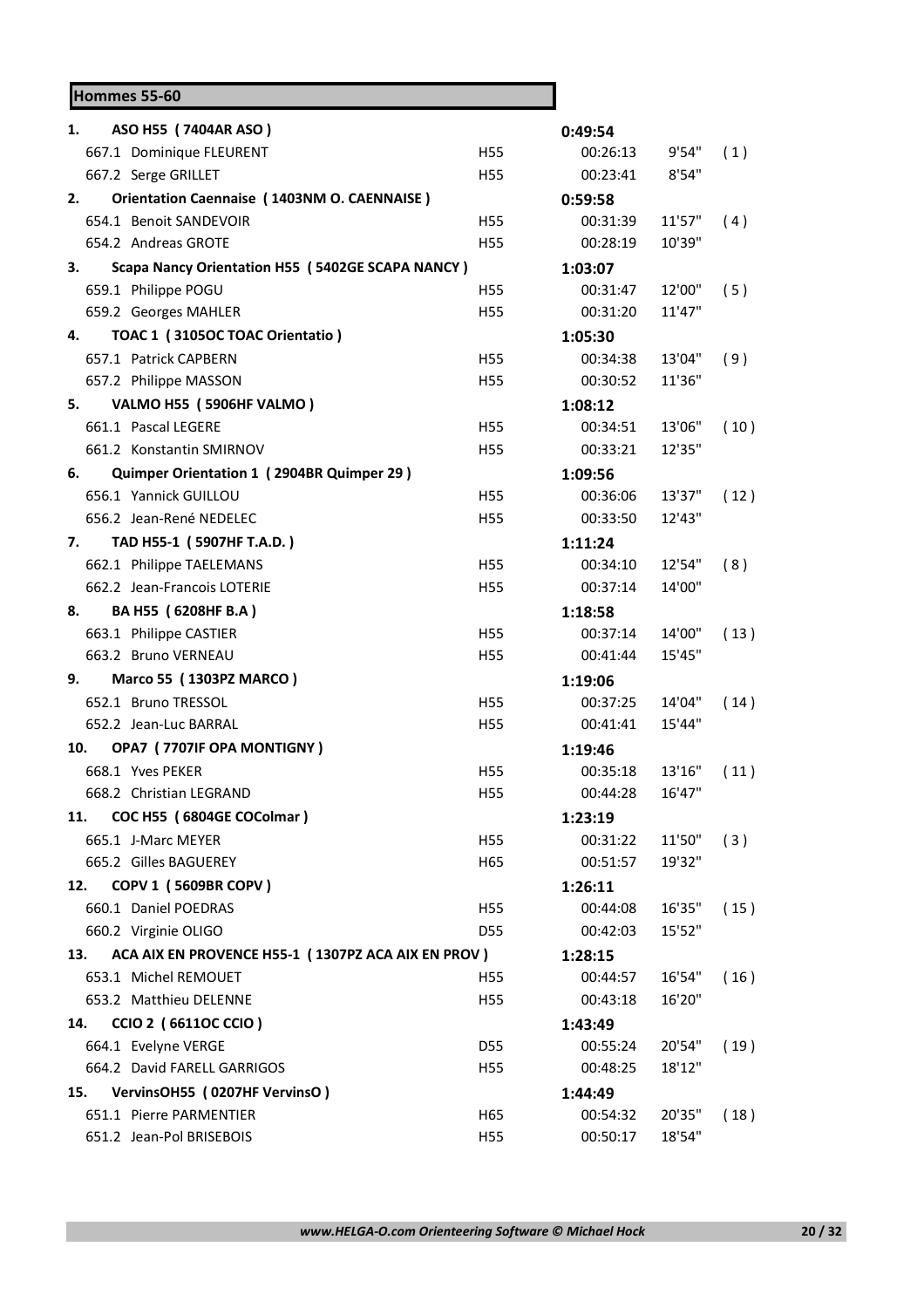## Hommes 55-60

| | | | | | |
|---|---|---|---|---|---|
| **1.** | **ASO H55 ( 7404AR ASO )** | | **0:49:54** | | |
| | 667.1 Dominique FLEURENT | H55 | 00:26:13 | 9'54" | ( 1 ) |
| | 667.2 Serge GRILLET | H55 | 00:23:41 | 8'54" | |
| **2.** | **Orientation Caennaise ( 1403NM O. CAENNAISE )** | | **0:59:58** | | |
| | 654.1 Benoit SANDEVOIR | H55 | 00:31:39 | 11'57" | ( 4 ) |
| | 654.2 Andreas GROTE | H55 | 00:28:19 | 10'39" | |
| **3.** | **Scapa Nancy Orientation H55 ( 5402GE SCAPA NANCY )** | | **1:03:07** | | |
| | 659.1 Philippe POGU | H55 | 00:31:47 | 12'00" | ( 5 ) |
| | 659.2 Georges MAHLER | H55 | 00:31:20 | 11'47" | |
| **4.** | **TOAC 1 ( 3105OC TOAC Orientatio )** | | **1:05:30** | | |
| | 657.1 Patrick CAPBERN | H55 | 00:34:38 | 13'04" | ( 9 ) |
| | 657.2 Philippe MASSON | H55 | 00:30:52 | 11'36" | |
| **5.** | **VALMO H55 ( 5906HF VALMO )** | | **1:08:12** | | |
| | 661.1 Pascal LEGERE | H55 | 00:34:51 | 13'06" | ( 10 ) |
| | 661.2 Konstantin SMIRNOV | H55 | 00:33:21 | 12'35" | |
| **6.** | **Quimper Orientation 1 ( 2904BR Quimper 29 )** | | **1:09:56** | | |
| | 656.1 Yannick GUILLOU | H55 | 00:36:06 | 13'37" | ( 12 ) |
| | 656.2 Jean-René NEDELEC | H55 | 00:33:50 | 12'43" | |
| **7.** | **TAD H55-1 ( 5907HF T.A.D. )** | | **1:11:24** | | |
| | 662.1 Philippe TAELEMANS | H55 | 00:34:10 | 12'54" | ( 8 ) |
| | 662.2 Jean-Francois LOTERIE | H55 | 00:37:14 | 14'00" | |
| **8.** | **BA H55 ( 6208HF B.A )** | | **1:18:58** | | |
| | 663.1 Philippe CASTIER | H55 | 00:37:14 | 14'00" | ( 13 ) |
| | 663.2 Bruno VERNEAU | H55 | 00:41:44 | 15'45" | |
| **9.** | **Marco 55 ( 1303PZ MARCO )** | | **1:19:06** | | |
| | 652.1 Bruno TRESSOL | H55 | 00:37:25 | 14'04" | ( 14 ) |
| | 652.2 Jean-Luc BARRAL | H55 | 00:41:41 | 15'44" | |
| **10.** | **OPA7 ( 7707IF OPA MONTIGNY )** | | **1:19:46** | | |
| | 668.1 Yves PEKER | H55 | 00:35:18 | 13'16" | ( 11 ) |
| | 668.2 Christian LEGRAND | H55 | 00:44:28 | 16'47" | |
| **11.** | **COC H55 ( 6804GE COColmar )** | | **1:23:19** | | |
| | 665.1 J-Marc MEYER | H55 | 00:31:22 | 11'50" | ( 3 ) |
| | 665.2 Gilles BAGUEREY | H65 | 00:51:57 | 19'32" | |
| **12.** | **COPV 1 ( 5609BR COPV )** | | **1:26:11** | | |
| | 660.1 Daniel POEDRAS | H55 | 00:44:08 | 16'35" | ( 15 ) |
| | 660.2 Virginie OLIGO | D55 | 00:42:03 | 15'52" | |
| **13.** | **ACA AIX EN PROVENCE H55-1 ( 1307PZ ACA AIX EN PROV )** | | **1:28:15** | | |
| | 653.1 Michel REMOUET | H55 | 00:44:57 | 16'54" | ( 16 ) |
| | 653.2 Matthieu DELENNE | H55 | 00:43:18 | 16'20" | |
| **14.** | **CCIO 2 ( 6611OC CCIO )** | | **1:43:49** | | |
| | 664.1 Evelyne VERGE | D55 | 00:55:24 | 20'54" | ( 19 ) |
| | 664.2 David FARELL GARRIGOS | H55 | 00:48:25 | 18'12" | |
| **15.** | **VervinsOH55 ( 0207HF VervinsO )** | | **1:44:49** | | |
| | 651.1 Pierre PARMENTIER | H65 | 00:54:32 | 20'35" | ( 18 ) |
| | 651.2 Jean-Pol BRISEBOIS | H55 | 00:50:17 | 18'54" | |

***www.HELGA-O.com Orienteering Software © Michael Hock***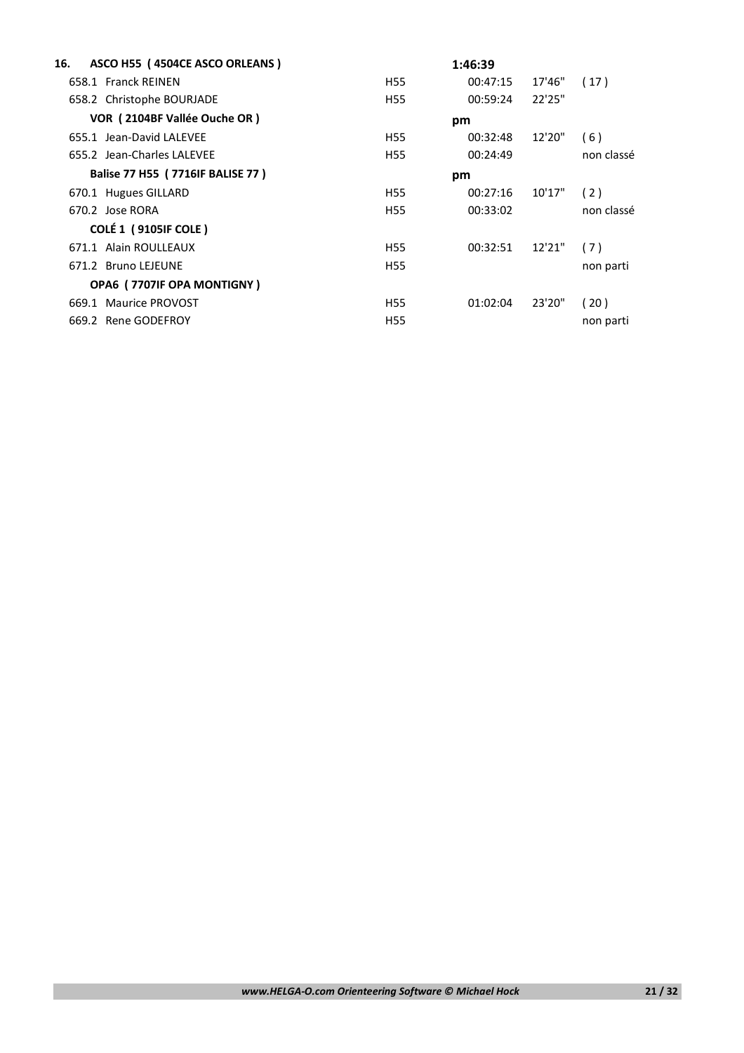| | | | | | |
|---|---|---|---|---|---|
| **16. ASCO H55 ( 4504CE ASCO ORLEANS )** | | **1:46:39** | | | |
| 658.1 Franck REINEN | H55 | 00:47:15 | 17'46" | ( 17 ) | |
| 658.2 Christophe BOURJADE | H55 | 00:59:24 | 22'25" | | |
| **VOR ( 2104BF Vallée Ouche OR )** | | **pm** | | | |
| 655.1 Jean-David LALEVEE | H55 | 00:32:48 | 12'20" | ( 6 ) | |
| 655.2 Jean-Charles LALEVEE | H55 | 00:24:49 | | non classé | |
| **Balise 77 H55 ( 7716IF BALISE 77 )** | | **pm** | | | |
| 670.1 Hugues GILLARD | H55 | 00:27:16 | 10'17" | ( 2 ) | |
| 670.2 Jose RORA | H55 | 00:33:02 | | non classé | |
| **COLÉ 1 ( 9105IF COLE )** | | | | | |
| 671.1 Alain ROULLEAUX | H55 | 00:32:51 | 12'21" | ( 7 ) | |
| 671.2 Bruno LEJEUNE | H55 | | | non parti | |
| **OPA6 ( 7707IF OPA MONTIGNY )** | | | | | |
| 669.1 Maurice PROVOST | H55 | 01:02:04 | 23'20" | ( 20 ) | |
| 669.2 Rene GODEFROY | H55 | | | non parti | |

*www.HELGA-O.com Orienteering Software © Michael Hock*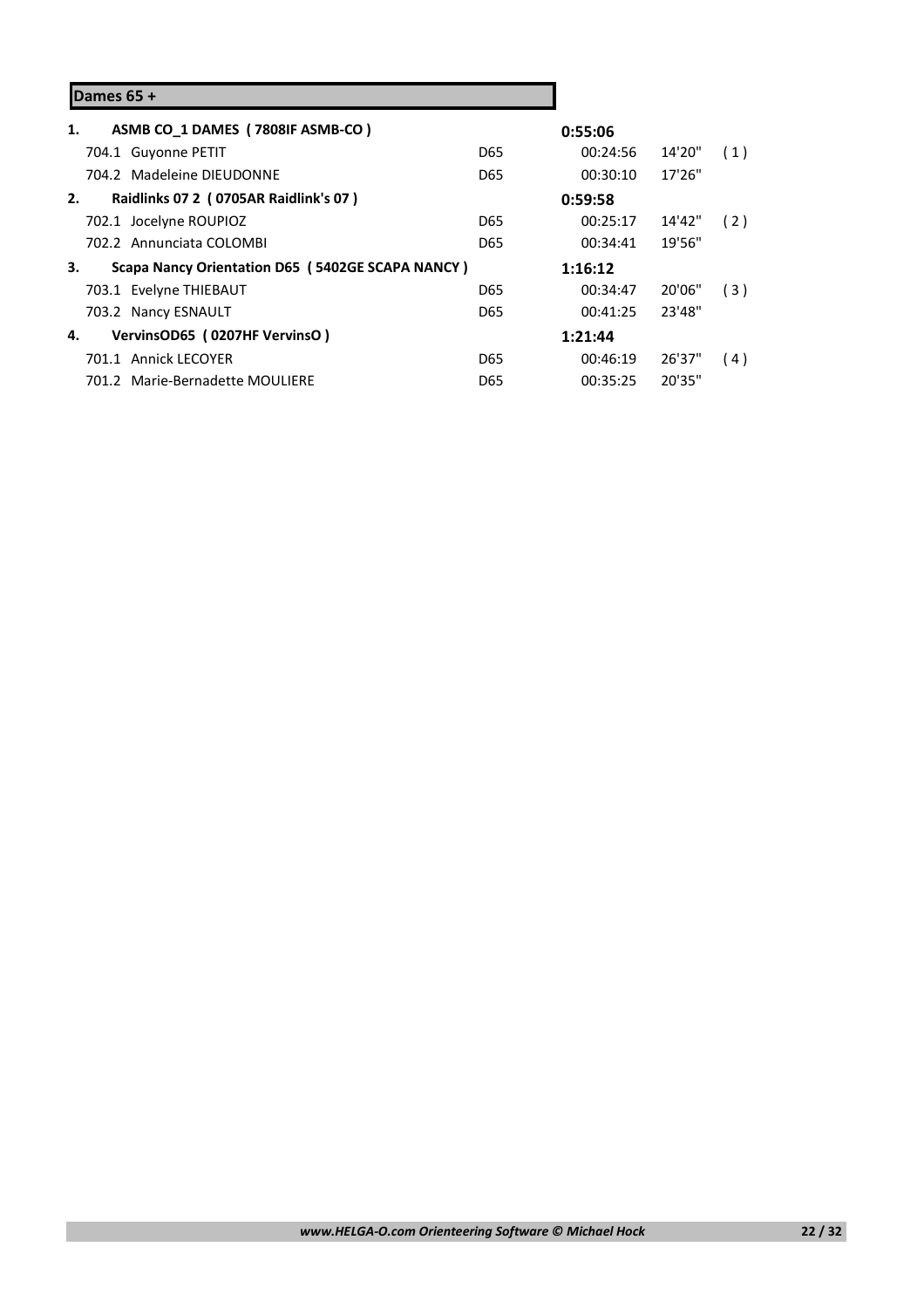## Dames 65 +

| | | | | | |
|---|---|---|---|---|---|
| **1.** | **ASMB CO_1 DAMES ( 7808IF ASMB-CO )** | | **0:55:06** | | |
| | 704.1 Guyonne PETIT | D65 | 00:24:56 | 14'20" | ( 1 ) |
| | 704.2 Madeleine DIEUDONNE | D65 | 00:30:10 | 17'26" | |
| **2.** | **Raidlinks 07 2 ( 0705AR Raidlink's 07 )** | | **0:59:58** | | |
| | 702.1 Jocelyne ROUPIOZ | D65 | 00:25:17 | 14'42" | ( 2 ) |
| | 702.2 Annunciata COLOMBI | D65 | 00:34:41 | 19'56" | |
| **3.** | **Scapa Nancy Orientation D65 ( 5402GE SCAPA NANCY )** | | **1:16:12** | | |
| | 703.1 Evelyne THIEBAUT | D65 | 00:34:47 | 20'06" | ( 3 ) |
| | 703.2 Nancy ESNAULT | D65 | 00:41:25 | 23'48" | |
| **4.** | **VervinsOD65 ( 0207HF VervinsO )** | | **1:21:44** | | |
| | 701.1 Annick LECOYER | D65 | 00:46:19 | 26'37" | ( 4 ) |
| | 701.2 Marie-Bernadette MOULIERE | D65 | 00:35:25 | 20'35" | |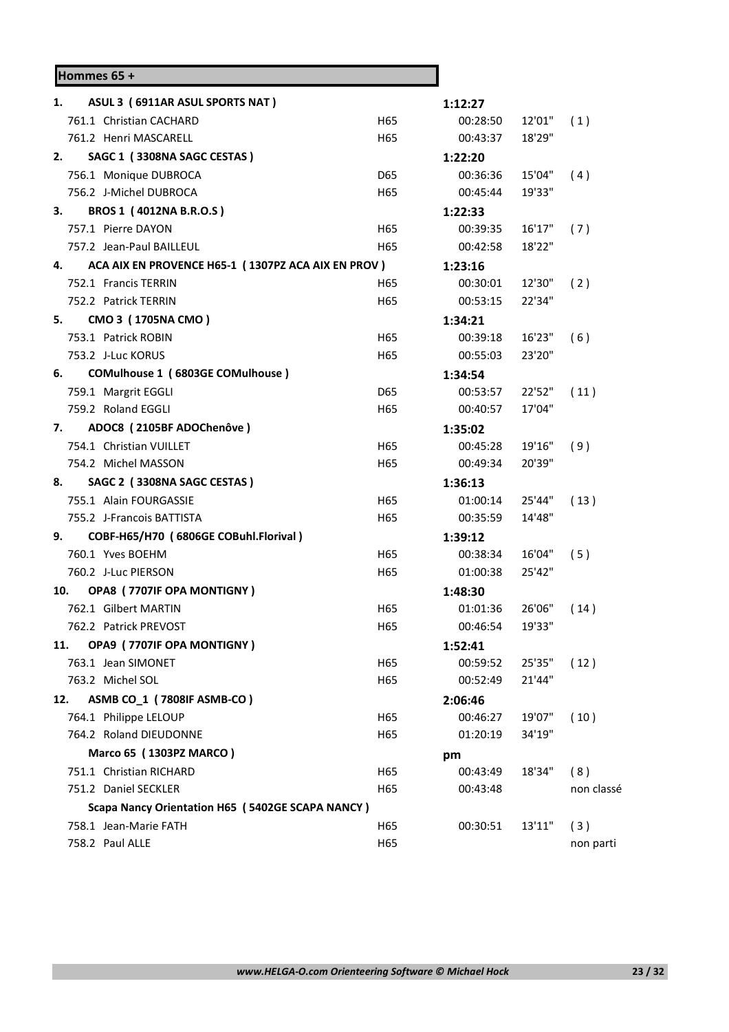## Hommes 65 +

| | | | | | |
|---|---|---|---|---|---|
| **1.** | **ASUL 3 ( 6911AR ASUL SPORTS NAT )** | | **1:12:27** | | |
| | 761.1 Christian CACHARD | H65 | 00:28:50 | 12'01" | ( 1 ) |
| | 761.2 Henri MASCARELL | H65 | 00:43:37 | 18'29" | |
| **2.** | **SAGC 1 ( 3308NA SAGC CESTAS )** | | **1:22:20** | | |
| | 756.1 Monique DUBROCA | D65 | 00:36:36 | 15'04" | ( 4 ) |
| | 756.2 J-Michel DUBROCA | H65 | 00:45:44 | 19'33" | |
| **3.** | **BROS 1 ( 4012NA B.R.O.S )** | | **1:22:33** | | |
| | 757.1 Pierre DAYON | H65 | 00:39:35 | 16'17" | ( 7 ) |
| | 757.2 Jean-Paul BAILLEUL | H65 | 00:42:58 | 18'22" | |
| **4.** | **ACA AIX EN PROVENCE H65-1 ( 1307PZ ACA AIX EN PROV )** | | **1:23:16** | | |
| | 752.1 Francis TERRIN | H65 | 00:30:01 | 12'30" | ( 2 ) |
| | 752.2 Patrick TERRIN | H65 | 00:53:15 | 22'34" | |
| **5.** | **CMO 3 ( 1705NA CMO )** | | **1:34:21** | | |
| | 753.1 Patrick ROBIN | H65 | 00:39:18 | 16'23" | ( 6 ) |
| | 753.2 J-Luc KORUS | H65 | 00:55:03 | 23'20" | |
| **6.** | **COMulhouse 1 ( 6803GE COMulhouse )** | | **1:34:54** | | |
| | 759.1 Margrit EGGLI | D65 | 00:53:57 | 22'52" | ( 11 ) |
| | 759.2 Roland EGGLI | H65 | 00:40:57 | 17'04" | |
| **7.** | **ADOC8 ( 2105BF ADOChenôve )** | | **1:35:02** | | |
| | 754.1 Christian VUILLET | H65 | 00:45:28 | 19'16" | ( 9 ) |
| | 754.2 Michel MASSON | H65 | 00:49:34 | 20'39" | |
| **8.** | **SAGC 2 ( 3308NA SAGC CESTAS )** | | **1:36:13** | | |
| | 755.1 Alain FOURGASSIE | H65 | 01:00:14 | 25'44" | ( 13 ) |
| | 755.2 J-Francois BATTISTA | H65 | 00:35:59 | 14'48" | |
| **9.** | **COBF-H65/H70 ( 6806GE COBuhl.Florival )** | | **1:39:12** | | |
| | 760.1 Yves BOEHM | H65 | 00:38:34 | 16'04" | ( 5 ) |
| | 760.2 J-Luc PIERSON | H65 | 01:00:38 | 25'42" | |
| **10.** | **OPA8 ( 7707IF OPA MONTIGNY )** | | **1:48:30** | | |
| | 762.1 Gilbert MARTIN | H65 | 01:01:36 | 26'06" | ( 14 ) |
| | 762.2 Patrick PREVOST | H65 | 00:46:54 | 19'33" | |
| **11.** | **OPA9 ( 7707IF OPA MONTIGNY )** | | **1:52:41** | | |
| | 763.1 Jean SIMONET | H65 | 00:59:52 | 25'35" | ( 12 ) |
| | 763.2 Michel SOL | H65 | 00:52:49 | 21'44" | |
| **12.** | **ASMB CO_1 ( 7808IF ASMB-CO )** | | **2:06:46** | | |
| | 764.1 Philippe LELOUP | H65 | 00:46:27 | 19'07" | ( 10 ) |
| | 764.2 Roland DIEUDONNE | H65 | 01:20:19 | 34'19" | |
| | **Marco 65 ( 1303PZ MARCO )** | | **pm** | | |
| | 751.1 Christian RICHARD | H65 | 00:43:49 | 18'34" | ( 8 ) |
| | 751.2 Daniel SECKLER | H65 | 00:43:48 | | non classé |
| | **Scapa Nancy Orientation H65 ( 5402GE SCAPA NANCY )** | | | | |
| | 758.1 Jean-Marie FATH | H65 | 00:30:51 | 13'11" | ( 3 ) |
| | 758.2 Paul ALLE | H65 | | | non parti |

*www.HELGA-O.com Orienteering Software © Michael Hock*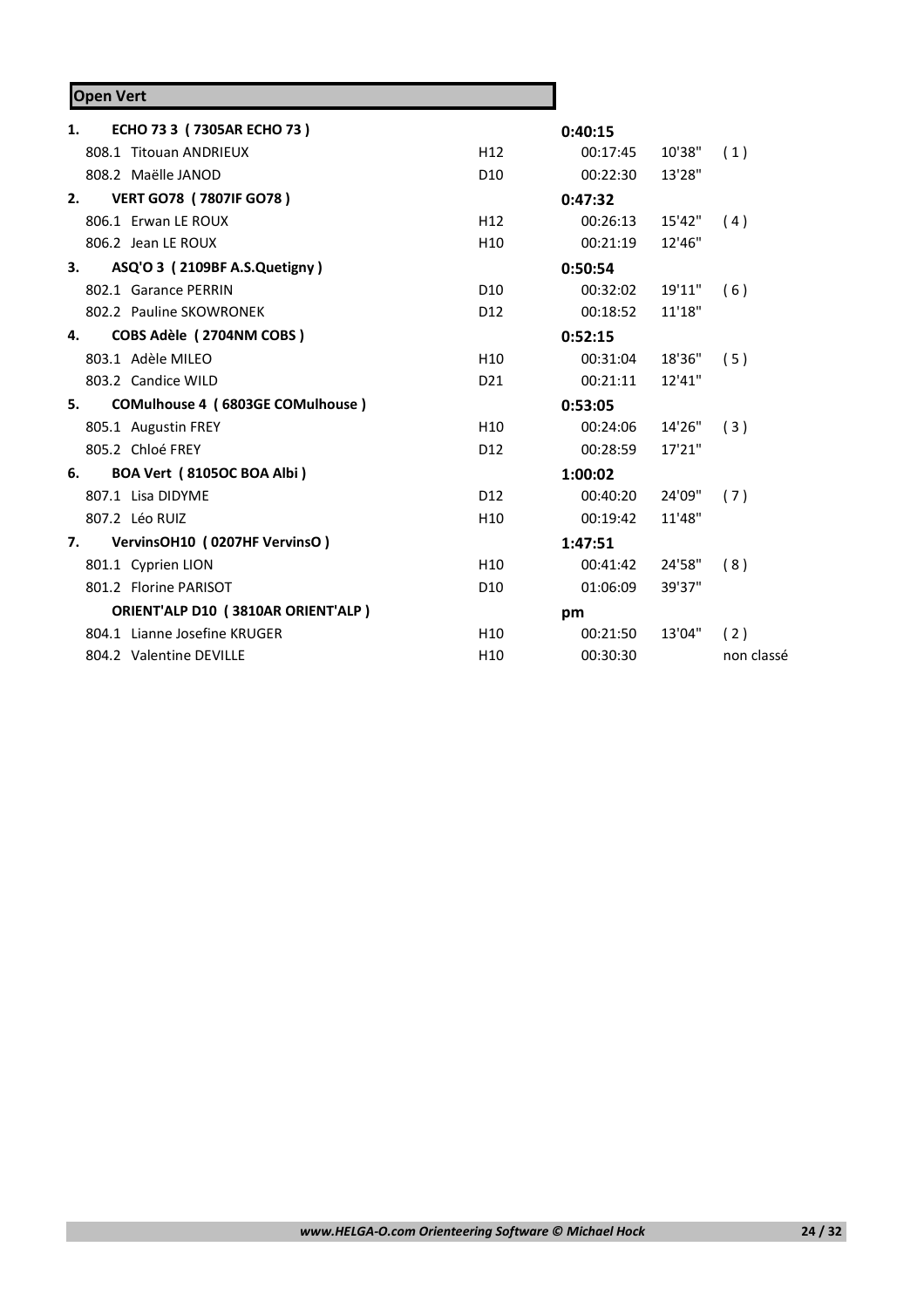## Open Vert

| | | | | | |
|---|---|---|---|---|---|
| **1.** | **ECHO 73 3 ( 7305AR ECHO 73 )** | | **0:40:15** | | |
| | 808.1 Titouan ANDRIEUX | H12 | 00:17:45 | 10'38" | ( 1 ) |
| | 808.2 Maëlle JANOD | D10 | 00:22:30 | 13'28" | |
| **2.** | **VERT GO78 ( 7807IF GO78 )** | | **0:47:32** | | |
| | 806.1 Erwan LE ROUX | H12 | 00:26:13 | 15'42" | ( 4 ) |
| | 806.2 Jean LE ROUX | H10 | 00:21:19 | 12'46" | |
| **3.** | **ASQ'O 3 ( 2109BF A.S.Quetigny )** | | **0:50:54** | | |
| | 802.1 Garance PERRIN | D10 | 00:32:02 | 19'11" | ( 6 ) |
| | 802.2 Pauline SKOWRONEK | D12 | 00:18:52 | 11'18" | |
| **4.** | **COBS Adèle ( 2704NM COBS )** | | **0:52:15** | | |
| | 803.1 Adèle MILEO | H10 | 00:31:04 | 18'36" | ( 5 ) |
| | 803.2 Candice WILD | D21 | 00:21:11 | 12'41" | |
| **5.** | **COMulhouse 4 ( 6803GE COMulhouse )** | | **0:53:05** | | |
| | 805.1 Augustin FREY | H10 | 00:24:06 | 14'26" | ( 3 ) |
| | 805.2 Chloé FREY | D12 | 00:28:59 | 17'21" | |
| **6.** | **BOA Vert ( 8105OC BOA Albi )** | | **1:00:02** | | |
| | 807.1 Lisa DIDYME | D12 | 00:40:20 | 24'09" | ( 7 ) |
| | 807.2 Léo RUIZ | H10 | 00:19:42 | 11'48" | |
| **7.** | **VervinsOH10 ( 0207HF VervinsO )** | | **1:47:51** | | |
| | 801.1 Cyprien LION | H10 | 00:41:42 | 24'58" | ( 8 ) |
| | 801.2 Florine PARISOT | D10 | 01:06:09 | 39'37" | |
| | **ORIENT'ALP D10 ( 3810AR ORIENT'ALP )** | | **pm** | | |
| | 804.1 Lianne Josefine KRUGER | H10 | 00:21:50 | 13'04" | ( 2 ) |
| | 804.2 Valentine DEVILLE | H10 | 00:30:30 | | non classé |

*www.HELGA-O.com Orienteering Software © Michael Hock*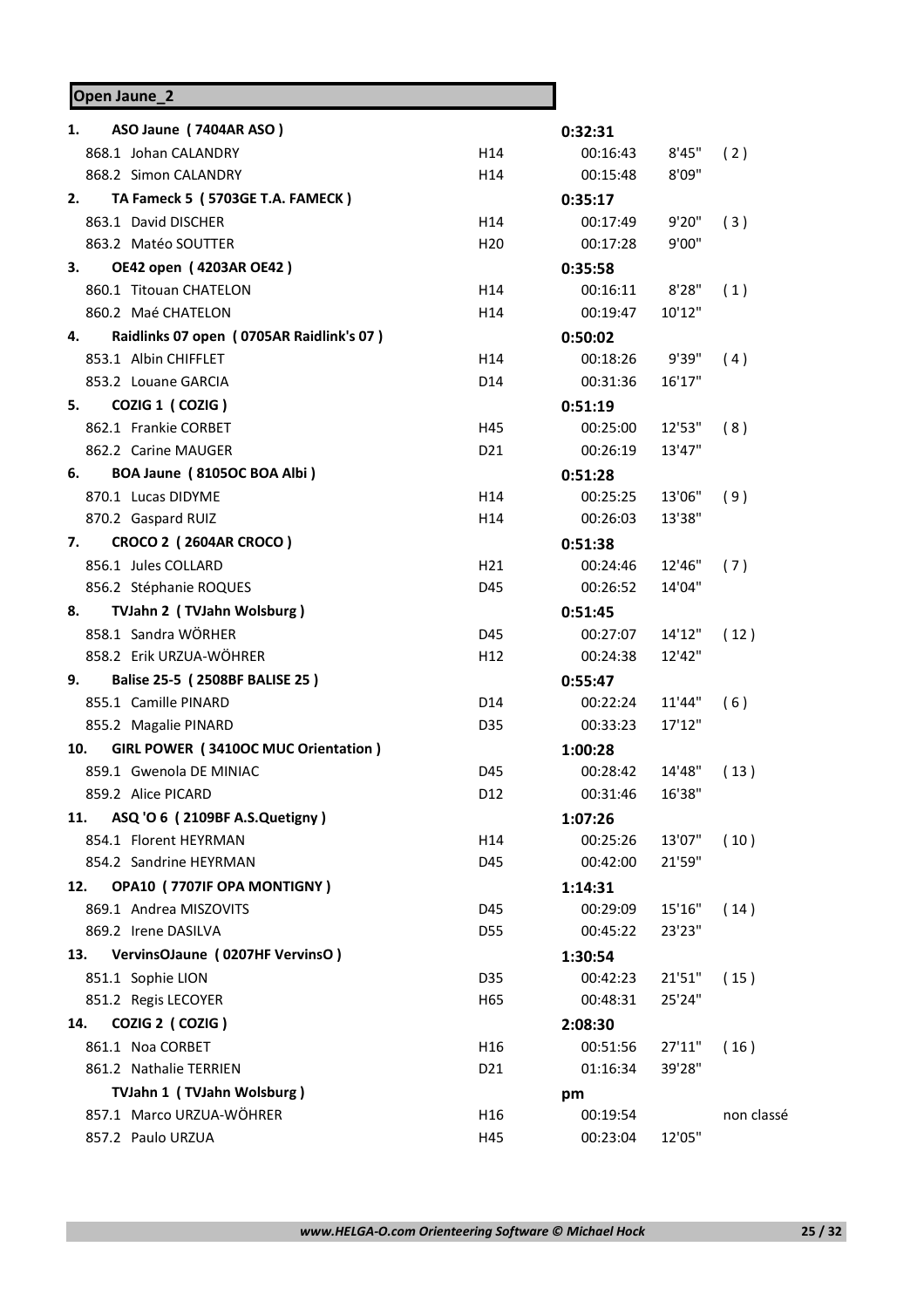## Open Jaune_2

| | | | | | |
|---|---|---|---|---|---|
| **1.** | **ASO Jaune ( 7404AR ASO )** | | **0:32:31** | | |
| | 868.1 Johan CALANDRY | H14 | 00:16:43 | 8'45" | ( 2 ) |
| | 868.2 Simon CALANDRY | H14 | 00:15:48 | 8'09" | |
| **2.** | **TA Fameck 5 ( 5703GE T.A. FAMECK )** | | **0:35:17** | | |
| | 863.1 David DISCHER | H14 | 00:17:49 | 9'20" | ( 3 ) |
| | 863.2 Matéo SOUTTER | H20 | 00:17:28 | 9'00" | |
| **3.** | **OE42 open ( 4203AR OE42 )** | | **0:35:58** | | |
| | 860.1 Titouan CHATELON | H14 | 00:16:11 | 8'28" | ( 1 ) |
| | 860.2 Maé CHATELON | H14 | 00:19:47 | 10'12" | |
| **4.** | **Raidlinks 07 open ( 0705AR Raidlink's 07 )** | | **0:50:02** | | |
| | 853.1 Albin CHIFFLET | H14 | 00:18:26 | 9'39" | ( 4 ) |
| | 853.2 Louane GARCIA | D14 | 00:31:36 | 16'17" | |
| **5.** | **COZIG 1 ( COZIG )** | | **0:51:19** | | |
| | 862.1 Frankie CORBET | H45 | 00:25:00 | 12'53" | ( 8 ) |
| | 862.2 Carine MAUGER | D21 | 00:26:19 | 13'47" | |
| **6.** | **BOA Jaune ( 8105OC BOA Albi )** | | **0:51:28** | | |
| | 870.1 Lucas DIDYME | H14 | 00:25:25 | 13'06" | ( 9 ) |
| | 870.2 Gaspard RUIZ | H14 | 00:26:03 | 13'38" | |
| **7.** | **CROCO 2 ( 2604AR CROCO )** | | **0:51:38** | | |
| | 856.1 Jules COLLARD | H21 | 00:24:46 | 12'46" | ( 7 ) |
| | 856.2 Stéphanie ROQUES | D45 | 00:26:52 | 14'04" | |
| **8.** | **TVJahn 2 ( TVJahn Wolsburg )** | | **0:51:45** | | |
| | 858.1 Sandra WÖRHER | D45 | 00:27:07 | 14'12" | ( 12 ) |
| | 858.2 Erik URZUA-WÖHRER | H12 | 00:24:38 | 12'42" | |
| **9.** | **Balise 25-5 ( 2508BF BALISE 25 )** | | **0:55:47** | | |
| | 855.1 Camille PINARD | D14 | 00:22:24 | 11'44" | ( 6 ) |
| | 855.2 Magalie PINARD | D35 | 00:33:23 | 17'12" | |
| **10.** | **GIRL POWER ( 3410OC MUC Orientation )** | | **1:00:28** | | |
| | 859.1 Gwenola DE MINIAC | D45 | 00:28:42 | 14'48" | ( 13 ) |
| | 859.2 Alice PICARD | D12 | 00:31:46 | 16'38" | |
| **11.** | **ASQ 'O 6 ( 2109BF A.S.Quetigny )** | | **1:07:26** | | |
| | 854.1 Florent HEYRMAN | H14 | 00:25:26 | 13'07" | ( 10 ) |
| | 854.2 Sandrine HEYRMAN | D45 | 00:42:00 | 21'59" | |
| **12.** | **OPA10 ( 7707IF OPA MONTIGNY )** | | **1:14:31** | | |
| | 869.1 Andrea MISZOVITS | D45 | 00:29:09 | 15'16" | ( 14 ) |
| | 869.2 Irene DASILVA | D55 | 00:45:22 | 23'23" | |
| **13.** | **VervinsOJaune ( 0207HF VervinsO )** | | **1:30:54** | | |
| | 851.1 Sophie LION | D35 | 00:42:23 | 21'51" | ( 15 ) |
| | 851.2 Regis LECOYER | H65 | 00:48:31 | 25'24" | |
| **14.** | **COZIG 2 ( COZIG )** | | **2:08:30** | | |
| | 861.1 Noa CORBET | H16 | 00:51:56 | 27'11" | ( 16 ) |
| | 861.2 Nathalie TERRIEN | D21 | 01:16:34 | 39'28" | |
| | **TVJahn 1 ( TVJahn Wolsburg )** | | **pm** | | |
| | 857.1 Marco URZUA-WÖHRER | H16 | 00:19:54 | | non classé |
| | 857.2 Paulo URZUA | H45 | 00:23:04 | 12'05" | |

*www.HELGA-O.com Orienteering Software © Michael Hock*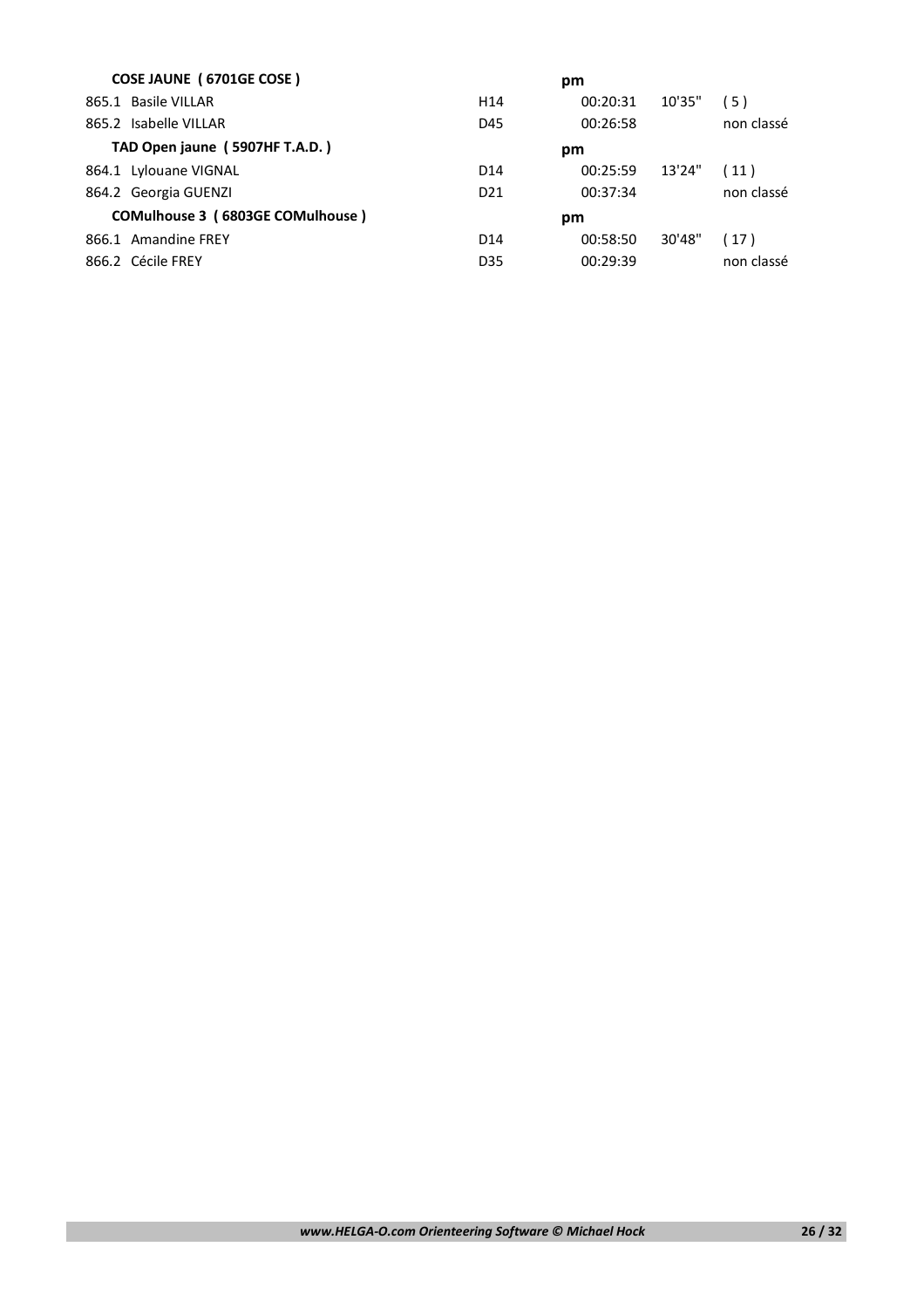| | | | | |
|---|---|---|---|---|
| **COSE JAUNE ( 6701GE COSE )** | | **pm** | | |
| 865.1 Basile VILLAR | H14 | 00:20:31 | 10'35" | ( 5 ) |
| 865.2 Isabelle VILLAR | D45 | 00:26:58 | | non classé |
| **TAD Open jaune ( 5907HF T.A.D. )** | | **pm** | | |
| 864.1 Lylouane VIGNAL | D14 | 00:25:59 | 13'24" | ( 11 ) |
| 864.2 Georgia GUENZI | D21 | 00:37:34 | | non classé |
| **COMulhouse 3 ( 6803GE COMulhouse )** | | **pm** | | |
| 866.1 Amandine FREY | D14 | 00:58:50 | 30'48" | ( 17 ) |
| 866.2 Cécile FREY | D35 | 00:29:39 | | non classé |

***www.HELGA-O.com Orienteering Software © Michael Hock***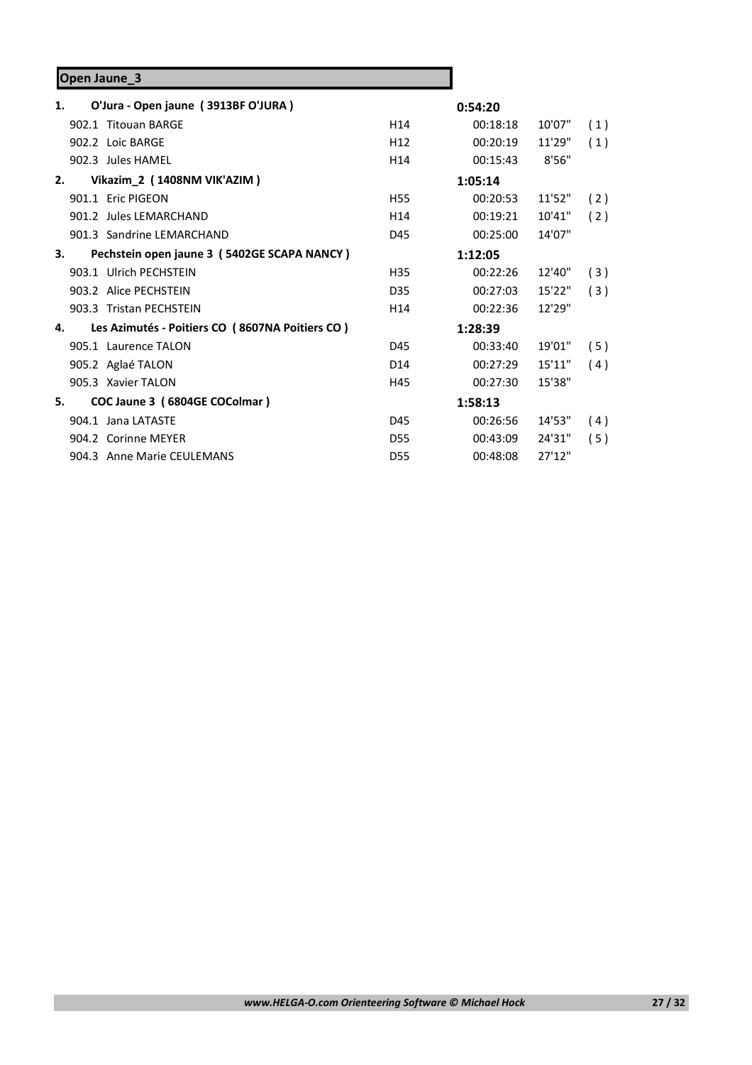## Open Jaune_3

| | | | | | |
|---|---|---|---|---|---|
| **1.** | **O'Jura - Open jaune ( 3913BF O'JURA )** | | **0:54:20** | | |
| | 902.1 Titouan BARGE | H14 | 00:18:18 | 10'07" | ( 1 ) |
| | 902.2 Loic BARGE | H12 | 00:20:19 | 11'29" | ( 1 ) |
| | 902.3 Jules HAMEL | H14 | 00:15:43 | 8'56" | |
| **2.** | **Vikazim_2 ( 1408NM VIK'AZIM )** | | **1:05:14** | | |
| | 901.1 Eric PIGEON | H55 | 00:20:53 | 11'52" | ( 2 ) |
| | 901.2 Jules LEMARCHAND | H14 | 00:19:21 | 10'41" | ( 2 ) |
| | 901.3 Sandrine LEMARCHAND | D45 | 00:25:00 | 14'07" | |
| **3.** | **Pechstein open jaune 3 ( 5402GE SCAPA NANCY )** | | **1:12:05** | | |
| | 903.1 Ulrich PECHSTEIN | H35 | 00:22:26 | 12'40" | ( 3 ) |
| | 903.2 Alice PECHSTEIN | D35 | 00:27:03 | 15'22" | ( 3 ) |
| | 903.3 Tristan PECHSTEIN | H14 | 00:22:36 | 12'29" | |
| **4.** | **Les Azimutés - Poitiers CO ( 8607NA Poitiers CO )** | | **1:28:39** | | |
| | 905.1 Laurence TALON | D45 | 00:33:40 | 19'01" | ( 5 ) |
| | 905.2 Aglaé TALON | D14 | 00:27:29 | 15'11" | ( 4 ) |
| | 905.3 Xavier TALON | H45 | 00:27:30 | 15'38" | |
| **5.** | **COC Jaune 3 ( 6804GE COColmar )** | | **1:58:13** | | |
| | 904.1 Jana LATASTE | D45 | 00:26:56 | 14'53" | ( 4 ) |
| | 904.2 Corinne MEYER | D55 | 00:43:09 | 24'31" | ( 5 ) |
| | 904.3 Anne Marie CEULEMANS | D55 | 00:48:08 | 27'12" | |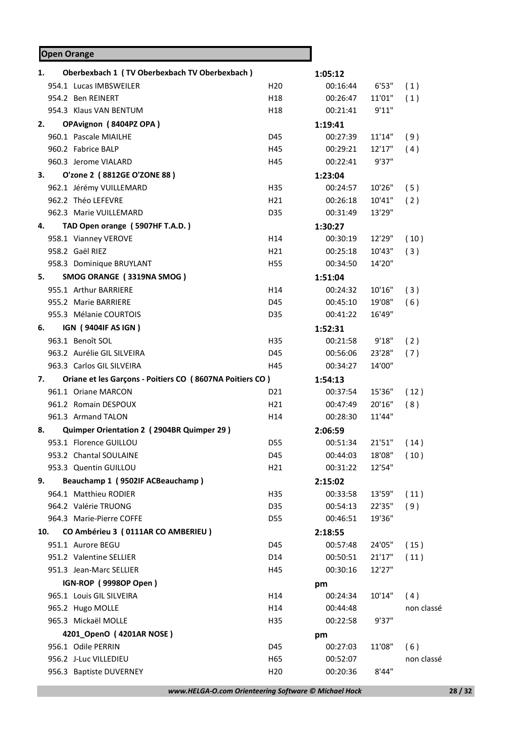## Open Orange

| | | | | | |
|---|---|---|---|---|---|
| **1.** | **Oberbexbach 1 ( TV Oberbexbach TV Oberbexbach )** | | **1:05:12** | | |
| 954.1 | Lucas IMBSWEILER | H20 | 00:16:44 | 6'53" | ( 1 ) |
| 954.2 | Ben REINERT | H18 | 00:26:47 | 11'01" | ( 1 ) |
| 954.3 | Klaus VAN BENTUM | H18 | 00:21:41 | 9'11" | |
| **2.** | **OPAvignon ( 8404PZ OPA )** | | **1:19:41** | | |
| 960.1 | Pascale MIAILHE | D45 | 00:27:39 | 11'14" | ( 9 ) |
| 960.2 | Fabrice BALP | H45 | 00:29:21 | 12'17" | ( 4 ) |
| 960.3 | Jerome VIALARD | H45 | 00:22:41 | 9'37" | |
| **3.** | **O'zone 2 ( 8812GE O'ZONE 88 )** | | **1:23:04** | | |
| 962.1 | Jérémy VUILLEMARD | H35 | 00:24:57 | 10'26" | ( 5 ) |
| 962.2 | Théo LEFEVRE | H21 | 00:26:18 | 10'41" | ( 2 ) |
| 962.3 | Marie VUILLEMARD | D35 | 00:31:49 | 13'29" | |
| **4.** | **TAD Open orange ( 5907HF T.A.D. )** | | **1:30:27** | | |
| 958.1 | Vianney VEROVE | H14 | 00:30:19 | 12'29" | ( 10 ) |
| 958.2 | Gaël RIEZ | H21 | 00:25:18 | 10'43" | ( 3 ) |
| 958.3 | Dominique BRUYLANT | H55 | 00:34:50 | 14'20" | |
| **5.** | **SMOG ORANGE ( 3319NA SMOG )** | | **1:51:04** | | |
| 955.1 | Arthur BARRIERE | H14 | 00:24:32 | 10'16" | ( 3 ) |
| 955.2 | Marie BARRIERE | D45 | 00:45:10 | 19'08" | ( 6 ) |
| 955.3 | Mélanie COURTOIS | D35 | 00:41:22 | 16'49" | |
| **6.** | **IGN ( 9404IF AS IGN )** | | **1:52:31** | | |
| 963.1 | Benoît SOL | H35 | 00:21:58 | 9'18" | ( 2 ) |
| 963.2 | Aurélie GIL SILVEIRA | D45 | 00:56:06 | 23'28" | ( 7 ) |
| 963.3 | Carlos GIL SILVEIRA | H45 | 00:34:27 | 14'00" | |
| **7.** | **Oriane et les Garçons - Poitiers CO ( 8607NA Poitiers CO )** | | **1:54:13** | | |
| 961.1 | Oriane MARCON | D21 | 00:37:54 | 15'36" | ( 12 ) |
| 961.2 | Romain DESPOUX | H21 | 00:47:49 | 20'16" | ( 8 ) |
| 961.3 | Armand TALON | H14 | 00:28:30 | 11'44" | |
| **8.** | **Quimper Orientation 2 ( 2904BR Quimper 29 )** | | **2:06:59** | | |
| 953.1 | Florence GUILLOU | D55 | 00:51:34 | 21'51" | ( 14 ) |
| 953.2 | Chantal SOULAINE | D45 | 00:44:03 | 18'08" | ( 10 ) |
| 953.3 | Quentin GUILLOU | H21 | 00:31:22 | 12'54" | |
| **9.** | **Beauchamp 1 ( 9502IF ACBeauchamp )** | | **2:15:02** | | |
| 964.1 | Matthieu RODIER | H35 | 00:33:58 | 13'59" | ( 11 ) |
| 964.2 | Valérie TRUONG | D35 | 00:54:13 | 22'35" | ( 9 ) |
| 964.3 | Marie-Pierre COFFE | D55 | 00:46:51 | 19'36" | |
| **10.** | **CO Ambérieu 3 ( 0111AR CO AMBERIEU )** | | **2:18:55** | | |
| 951.1 | Aurore BEGU | D45 | 00:57:48 | 24'05" | ( 15 ) |
| 951.2 | Valentine SELLIER | D14 | 00:50:51 | 21'17" | ( 11 ) |
| 951.3 | Jean-Marc SELLIER | H45 | 00:30:16 | 12'27" | |
| | **IGN-ROP ( 9998OP Open )** | | **pm** | | |
| 965.1 | Louis GIL SILVEIRA | H14 | 00:24:34 | 10'14" | ( 4 ) |
| 965.2 | Hugo MOLLE | H14 | 00:44:48 | | non classé |
| 965.3 | Mickaël MOLLE | H35 | 00:22:58 | 9'37" | |
| | **4201_OpenO ( 4201AR NOSE )** | | **pm** | | |
| 956.1 | Odile PERRIN | D45 | 00:27:03 | 11'08" | ( 6 ) |
| 956.2 | J-Luc VILLEDIEU | H65 | 00:52:07 | | non classé |
| 956.3 | Baptiste DUVERNEY | H20 | 00:20:36 | 8'44" | |

*www.HELGA-O.com Orienteering Software © Michael Hock*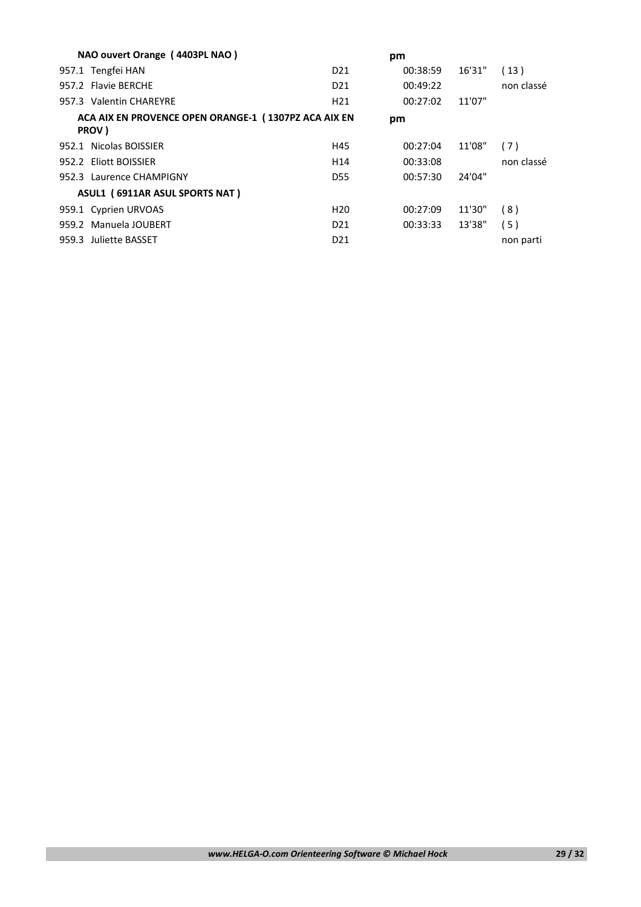| | | | | | |
|---|---|---|---|---|---|
| **NAO ouvert Orange ( 4403PL NAO )** | | **pm** | | | |
| 957.1 | Tengfei HAN | D21 | 00:38:59 | 16'31" | ( 13 ) |
| 957.2 | Flavie BERCHE | D21 | 00:49:22 | | non classé |
| 957.3 | Valentin CHAREYRE | H21 | 00:27:02 | 11'07" | |
| **ACA AIX EN PROVENCE OPEN ORANGE-1 ( 1307PZ ACA AIX EN PROV )** | | **pm** | | | |
| 952.1 | Nicolas BOISSIER | H45 | 00:27:04 | 11'08" | ( 7 ) |
| 952.2 | Eliott BOISSIER | H14 | 00:33:08 | | non classé |
| 952.3 | Laurence CHAMPIGNY | D55 | 00:57:30 | 24'04" | |
| **ASUL1 ( 6911AR ASUL SPORTS NAT )** | | | | | |
| 959.1 | Cyprien URVOAS | H20 | 00:27:09 | 11'30" | ( 8 ) |
| 959.2 | Manuela JOUBERT | D21 | 00:33:33 | 13'38" | ( 5 ) |
| 959.3 | Juliette BASSET | D21 | | | non parti |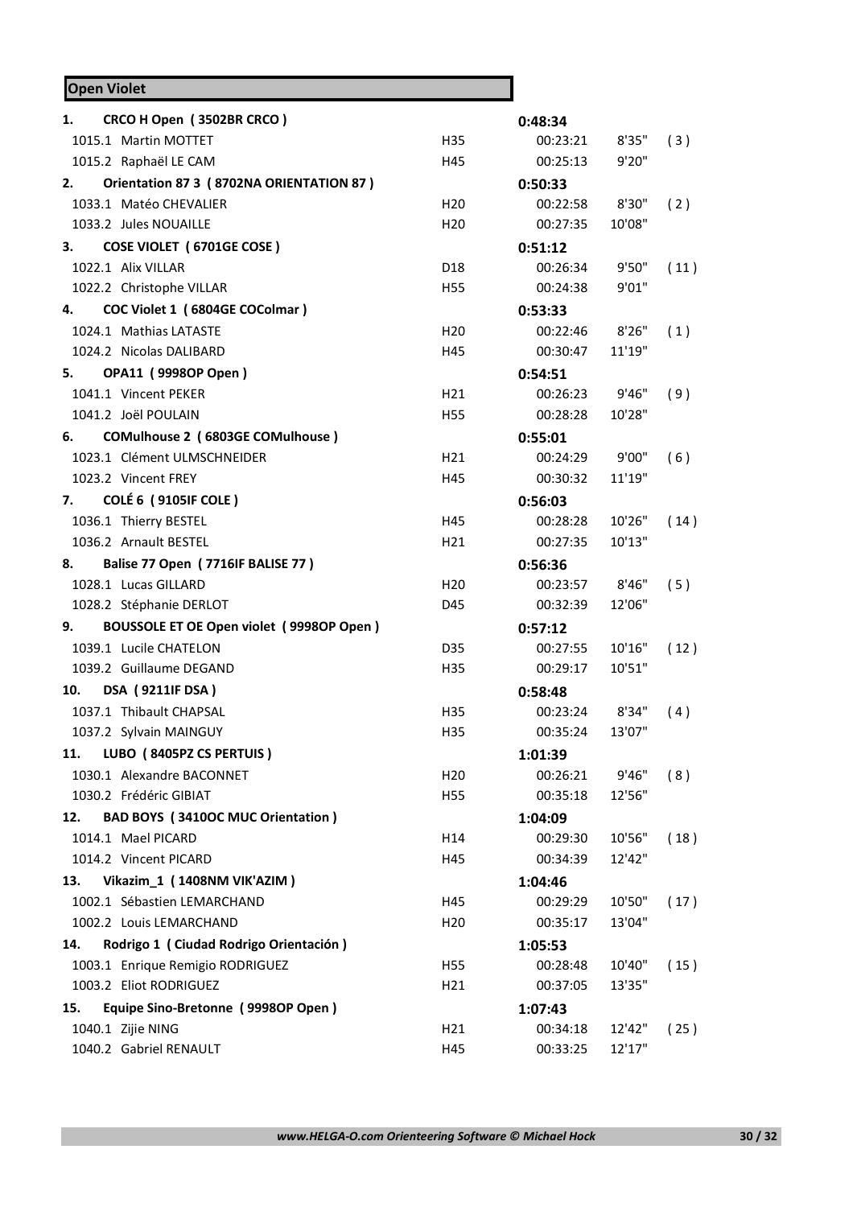## Open Violet

| | | | | | |
|---|---|---|---|---|---|
| **1.** | **CRCO H Open ( 3502BR CRCO )** | | **0:48:34** | | |
| | 1015.1 Martin MOTTET | H35 | 00:23:21 | 8'35" | ( 3 ) |
| | 1015.2 Raphaël LE CAM | H45 | 00:25:13 | 9'20" | |
| **2.** | **Orientation 87 3 ( 8702NA ORIENTATION 87 )** | | **0:50:33** | | |
| | 1033.1 Matéo CHEVALIER | H20 | 00:22:58 | 8'30" | ( 2 ) |
| | 1033.2 Jules NOUAILLE | H20 | 00:27:35 | 10'08" | |
| **3.** | **COSE VIOLET ( 6701GE COSE )** | | **0:51:12** | | |
| | 1022.1 Alix VILLAR | D18 | 00:26:34 | 9'50" | ( 11 ) |
| | 1022.2 Christophe VILLAR | H55 | 00:24:38 | 9'01" | |
| **4.** | **COC Violet 1 ( 6804GE COColmar )** | | **0:53:33** | | |
| | 1024.1 Mathias LATASTE | H20 | 00:22:46 | 8'26" | ( 1 ) |
| | 1024.2 Nicolas DALIBARD | H45 | 00:30:47 | 11'19" | |
| **5.** | **OPA11 ( 9998OP Open )** | | **0:54:51** | | |
| | 1041.1 Vincent PEKER | H21 | 00:26:23 | 9'46" | ( 9 ) |
| | 1041.2 Joël POULAIN | H55 | 00:28:28 | 10'28" | |
| **6.** | **COMulhouse 2 ( 6803GE COMulhouse )** | | **0:55:01** | | |
| | 1023.1 Clément ULMSCHNEIDER | H21 | 00:24:29 | 9'00" | ( 6 ) |
| | 1023.2 Vincent FREY | H45 | 00:30:32 | 11'19" | |
| **7.** | **COLÉ 6 ( 9105IF COLE )** | | **0:56:03** | | |
| | 1036.1 Thierry BESTEL | H45 | 00:28:28 | 10'26" | ( 14 ) |
| | 1036.2 Arnault BESTEL | H21 | 00:27:35 | 10'13" | |
| **8.** | **Balise 77 Open ( 7716IF BALISE 77 )** | | **0:56:36** | | |
| | 1028.1 Lucas GILLARD | H20 | 00:23:57 | 8'46" | ( 5 ) |
| | 1028.2 Stéphanie DERLOT | D45 | 00:32:39 | 12'06" | |
| **9.** | **BOUSSOLE ET OE Open violet ( 9998OP Open )** | | **0:57:12** | | |
| | 1039.1 Lucile CHATELON | D35 | 00:27:55 | 10'16" | ( 12 ) |
| | 1039.2 Guillaume DEGAND | H35 | 00:29:17 | 10'51" | |
| **10.** | **DSA ( 9211IF DSA )** | | **0:58:48** | | |
| | 1037.1 Thibault CHAPSAL | H35 | 00:23:24 | 8'34" | ( 4 ) |
| | 1037.2 Sylvain MAINGUY | H35 | 00:35:24 | 13'07" | |
| **11.** | **LUBO ( 8405PZ CS PERTUIS )** | | **1:01:39** | | |
| | 1030.1 Alexandre BACONNET | H20 | 00:26:21 | 9'46" | ( 8 ) |
| | 1030.2 Frédéric GIBIAT | H55 | 00:35:18 | 12'56" | |
| **12.** | **BAD BOYS ( 3410OC MUC Orientation )** | | **1:04:09** | | |
| | 1014.1 Mael PICARD | H14 | 00:29:30 | 10'56" | ( 18 ) |
| | 1014.2 Vincent PICARD | H45 | 00:34:39 | 12'42" | |
| **13.** | **Vikazim_1 ( 1408NM VIK'AZIM )** | | **1:04:46** | | |
| | 1002.1 Sébastien LEMARCHAND | H45 | 00:29:29 | 10'50" | ( 17 ) |
| | 1002.2 Louis LEMARCHAND | H20 | 00:35:17 | 13'04" | |
| **14.** | **Rodrigo 1 ( Ciudad Rodrigo Orientación )** | | **1:05:53** | | |
| | 1003.1 Enrique Remigio RODRIGUEZ | H55 | 00:28:48 | 10'40" | ( 15 ) |
| | 1003.2 Eliot RODRIGUEZ | H21 | 00:37:05 | 13'35" | |
| **15.** | **Equipe Sino-Bretonne ( 9998OP Open )** | | **1:07:43** | | |
| | 1040.1 Zijie NING | H21 | 00:34:18 | 12'42" | ( 25 ) |
| | 1040.2 Gabriel RENAULT | H45 | 00:33:25 | 12'17" | |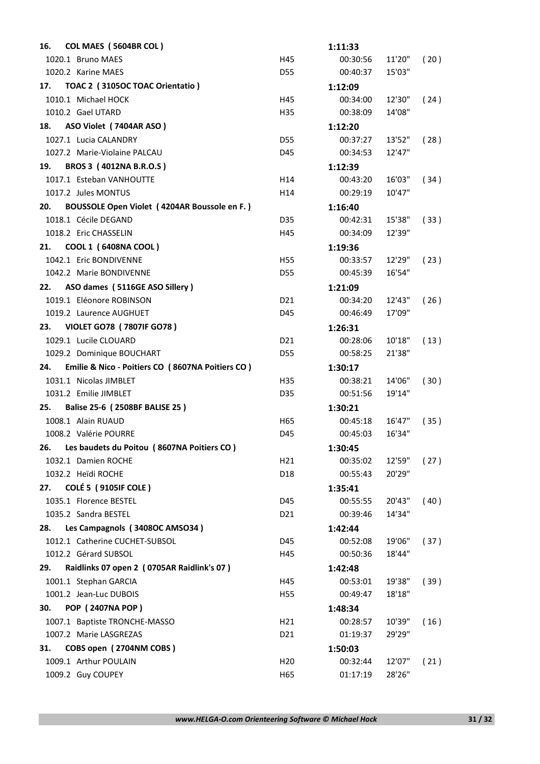| | | | | |
|---|---|---|---|---|
| **16. COL MAES ( 5604BR COL )** | | **1:11:33** | | |
| 1020.1 Bruno MAES | H45 | 00:30:56 | 11'20" | ( 20 ) |
| 1020.2 Karine MAES | D55 | 00:40:37 | 15'03" | |
| **17. TOAC 2 ( 3105OC TOAC Orientatio )** | | **1:12:09** | | |
| 1010.1 Michael HOCK | H45 | 00:34:00 | 12'30" | ( 24 ) |
| 1010.2 Gael UTARD | H35 | 00:38:09 | 14'08" | |
| **18. ASO Violet ( 7404AR ASO )** | | **1:12:20** | | |
| 1027.1 Lucia CALANDRY | D55 | 00:37:27 | 13'52" | ( 28 ) |
| 1027.2 Marie-Violaine PALCAU | D45 | 00:34:53 | 12'47" | |
| **19. BROS 3 ( 4012NA B.R.O.S )** | | **1:12:39** | | |
| 1017.1 Esteban VANHOUTTE | H14 | 00:43:20 | 16'03" | ( 34 ) |
| 1017.2 Jules MONTUS | H14 | 00:29:19 | 10'47" | |
| **20. BOUSSOLE Open Violet ( 4204AR Boussole en F. )** | | **1:16:40** | | |
| 1018.1 Cécile DEGAND | D35 | 00:42:31 | 15'38" | ( 33 ) |
| 1018.2 Eric CHASSELIN | H45 | 00:34:09 | 12'39" | |
| **21. COOL 1 ( 6408NA COOL )** | | **1:19:36** | | |
| 1042.1 Eric BONDIVENNE | H55 | 00:33:57 | 12'29" | ( 23 ) |
| 1042.2 Marie BONDIVENNE | D55 | 00:45:39 | 16'54" | |
| **22. ASO dames ( 5116GE ASO Sillery )** | | **1:21:09** | | |
| 1019.1 Eléonore ROBINSON | D21 | 00:34:20 | 12'43" | ( 26 ) |
| 1019.2 Laurence AUGHUET | D45 | 00:46:49 | 17'09" | |
| **23. VIOLET GO78 ( 7807IF GO78 )** | | **1:26:31** | | |
| 1029.1 Lucile CLOUARD | D21 | 00:28:06 | 10'18" | ( 13 ) |
| 1029.2 Dominique BOUCHART | D55 | 00:58:25 | 21'38" | |
| **24. Emilie & Nico - Poitiers CO ( 8607NA Poitiers CO )** | | **1:30:17** | | |
| 1031.1 Nicolas JIMBLET | H35 | 00:38:21 | 14'06" | ( 30 ) |
| 1031.2 Emilie JIMBLET | D35 | 00:51:56 | 19'14" | |
| **25. Balise 25-6 ( 2508BF BALISE 25 )** | | **1:30:21** | | |
| 1008.1 Alain RUAUD | H65 | 00:45:18 | 16'47" | ( 35 ) |
| 1008.2 Valérie POURRE | D45 | 00:45:03 | 16'34" | |
| **26. Les baudets du Poitou ( 8607NA Poitiers CO )** | | **1:30:45** | | |
| 1032.1 Damien ROCHE | H21 | 00:35:02 | 12'59" | ( 27 ) |
| 1032.2 Heïdi ROCHE | D18 | 00:55:43 | 20'29" | |
| **27. COLÉ 5 ( 9105IF COLE )** | | **1:35:41** | | |
| 1035.1 Florence BESTEL | D45 | 00:55:55 | 20'43" | ( 40 ) |
| 1035.2 Sandra BESTEL | D21 | 00:39:46 | 14'34" | |
| **28. Les Campagnols ( 3408OC AMSO34 )** | | **1:42:44** | | |
| 1012.1 Catherine CUCHET-SUBSOL | D45 | 00:52:08 | 19'06" | ( 37 ) |
| 1012.2 Gérard SUBSOL | H45 | 00:50:36 | 18'44" | |
| **29. Raidlinks 07 open 2 ( 0705AR Raidlink's 07 )** | | **1:42:48** | | |
| 1001.1 Stephan GARCIA | H45 | 00:53:01 | 19'38" | ( 39 ) |
| 1001.2 Jean-Luc DUBOIS | H55 | 00:49:47 | 18'18" | |
| **30. POP ( 2407NA POP )** | | **1:48:34** | | |
| 1007.1 Baptiste TRONCHE-MASSO | H21 | 00:28:57 | 10'39" | ( 16 ) |
| 1007.2 Marie LASGREZAS | D21 | 01:19:37 | 29'29" | |
| **31. COBS open ( 2704NM COBS )** | | **1:50:03** | | |
| 1009.1 Arthur POULAIN | H20 | 00:32:44 | 12'07" | ( 21 ) |
| 1009.2 Guy COUPEY | H65 | 01:17:19 | 28'26" | |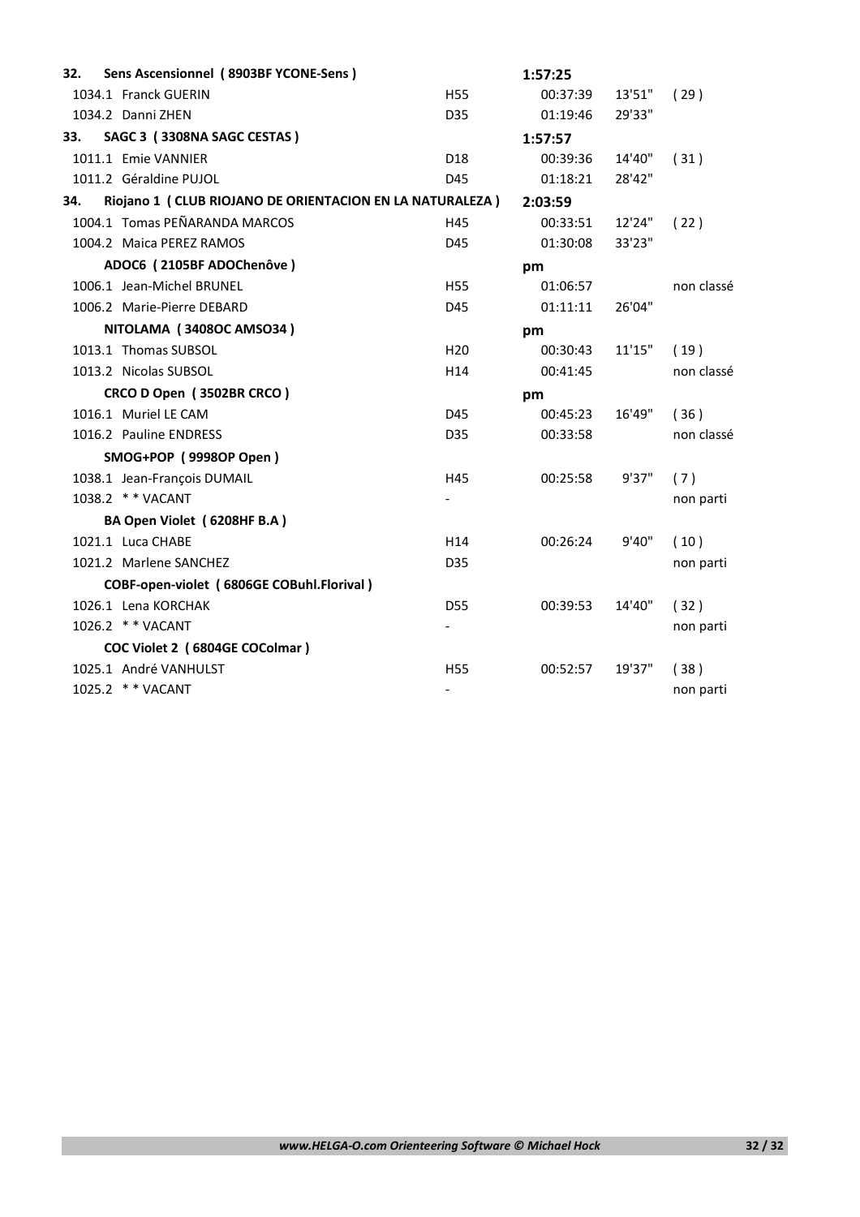| | | | | | |
|---|---|---|---|---|---|
| **32.** | **Sens Ascensionnel ( 8903BF YCONE-Sens )** | | **1:57:25** | | |
| 1034.1 | Franck GUERIN | H55 | 00:37:39 | 13'51" | ( 29 ) |
| 1034.2 | Danni ZHEN | D35 | 01:19:46 | 29'33" | |
| **33.** | **SAGC 3 ( 3308NA SAGC CESTAS )** | | **1:57:57** | | |
| 1011.1 | Emie VANNIER | D18 | 00:39:36 | 14'40" | ( 31 ) |
| 1011.2 | Géraldine PUJOL | D45 | 01:18:21 | 28'42" | |
| **34.** | **Riojano 1 ( CLUB RIOJANO DE ORIENTACION EN LA NATURALEZA )** | | **2:03:59** | | |
| 1004.1 | Tomas PEÑARANDA MARCOS | H45 | 00:33:51 | 12'24" | ( 22 ) |
| 1004.2 | Maica PEREZ RAMOS | D45 | 01:30:08 | 33'23" | |
| | **ADOC6 ( 2105BF ADOChenôve )** | | **pm** | | |
| 1006.1 | Jean-Michel BRUNEL | H55 | 01:06:57 | | non classé |
| 1006.2 | Marie-Pierre DEBARD | D45 | 01:11:11 | 26'04" | |
| | **NITOLAMA ( 3408OC AMSO34 )** | | **pm** | | |
| 1013.1 | Thomas SUBSOL | H20 | 00:30:43 | 11'15" | ( 19 ) |
| 1013.2 | Nicolas SUBSOL | H14 | 00:41:45 | | non classé |
| | **CRCO D Open ( 3502BR CRCO )** | | **pm** | | |
| 1016.1 | Muriel LE CAM | D45 | 00:45:23 | 16'49" | ( 36 ) |
| 1016.2 | Pauline ENDRESS | D35 | 00:33:58 | | non classé |
| | **SMOG+POP ( 9998OP Open )** | | | | |
| 1038.1 | Jean-François DUMAIL | H45 | 00:25:58 | 9'37" | ( 7 ) |
| 1038.2 | * * VACANT | - | | | non parti |
| | **BA Open Violet ( 6208HF B.A )** | | | | |
| 1021.1 | Luca CHABE | H14 | 00:26:24 | 9'40" | ( 10 ) |
| 1021.2 | Marlene SANCHEZ | D35 | | | non parti |
| | **COBF-open-violet ( 6806GE COBuhl.Florival )** | | | | |
| 1026.1 | Lena KORCHAK | D55 | 00:39:53 | 14'40" | ( 32 ) |
| 1026.2 | * * VACANT | - | | | non parti |
| | **COC Violet 2 ( 6804GE COColmar )** | | | | |
| 1025.1 | André VANHULST | H55 | 00:52:57 | 19'37" | ( 38 ) |
| 1025.2 | * * VACANT | - | | | non parti |